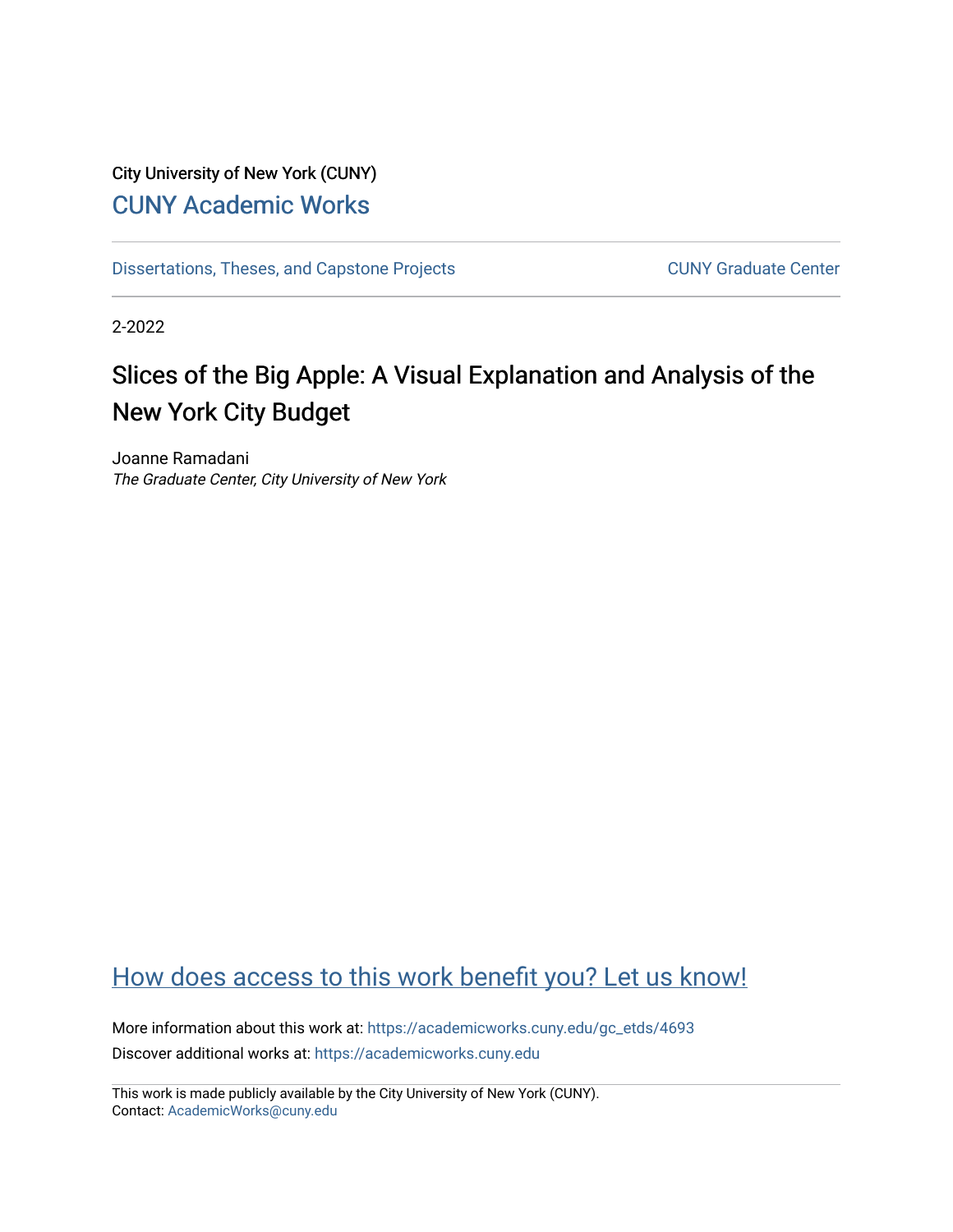City University of New York (CUNY)

CUNY Academic Works

Dissertations, Theses, and Capstone Projects

CUNY Graduate Center

2-2022

# Slices of the Big Apple: A Visual Explanation and Analysis of the New York City Budget

Joanne Ramadani

*The Graduate Center, City University of New York*

How does access to this work benefit you? Let us know!

More information about this work at: https://academicworks.cuny.edu/gc_etds/4693

Discover additional works at: https://academicworks.cuny.edu

This work is made publicly available by the City University of New York (CUNY).
Contact: AcademicWorks@cuny.edu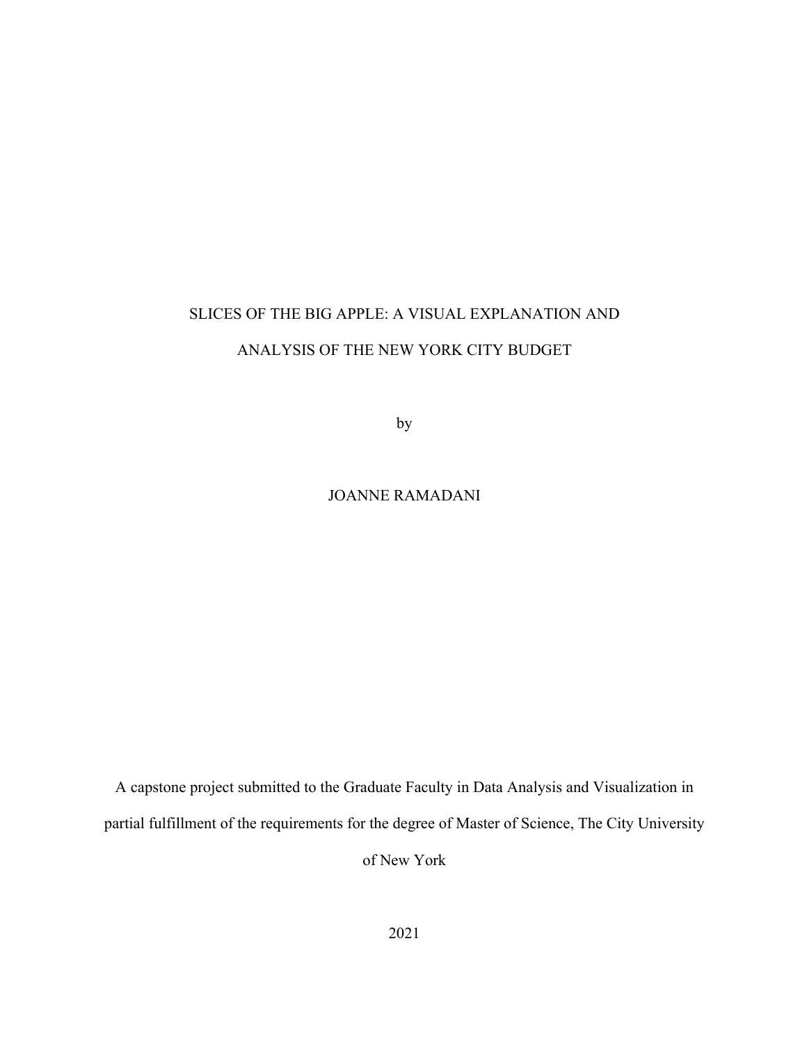SLICES OF THE BIG APPLE: A VISUAL EXPLANATION AND ANALYSIS OF THE NEW YORK CITY BUDGET

by

JOANNE RAMADANI

A capstone project submitted to the Graduate Faculty in Data Analysis and Visualization in partial fulfillment of the requirements for the degree of Master of Science, The City University of New York

2021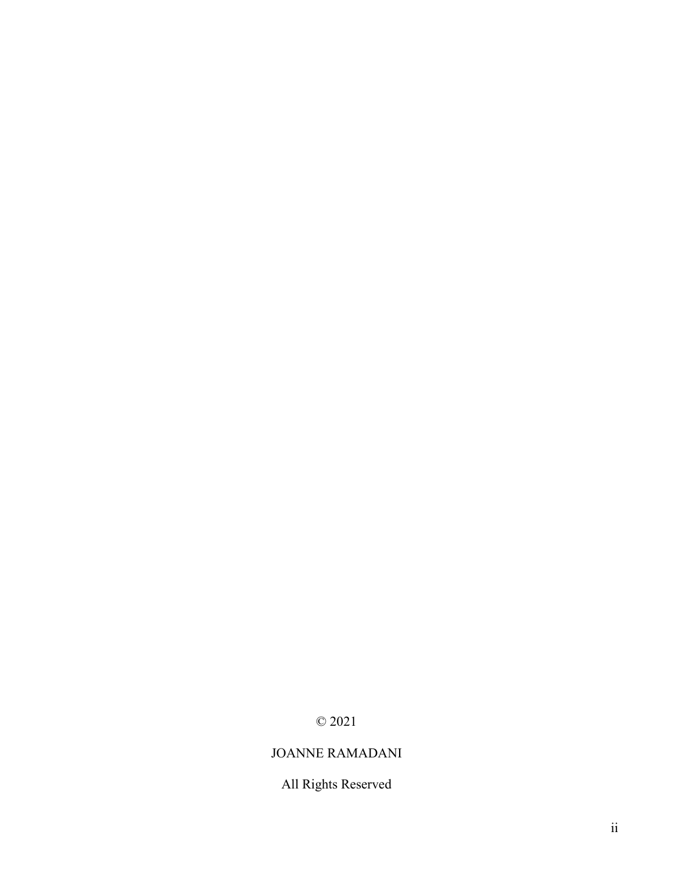© 2021

JOANNE RAMADANI

All Rights Reserved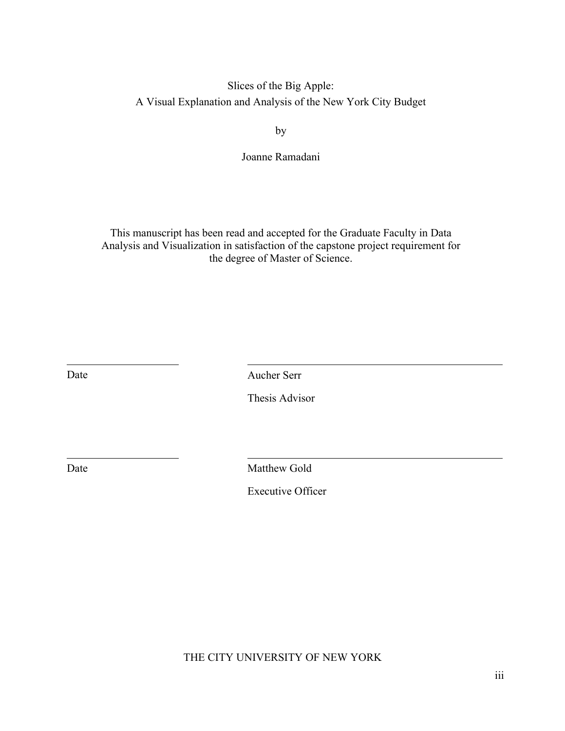Slices of the Big Apple:

A Visual Explanation and Analysis of the New York City Budget

by

Joanne Ramadani

This manuscript has been read and accepted for the Graduate Faculty in Data Analysis and Visualization in satisfaction of the capstone project requirement for the degree of Master of Science.

\_\_\_\_\_\_\_\_\_\_\_\_\_\_\_\_\_\_\_\_ \_\_\_\_\_\_\_\_\_\_\_\_\_\_\_\_\_\_\_\_\_\_\_\_\_\_\_\_\_\_\_\_\_\_\_\_\_\_\_\_\_\_\_\_

Date Aucher Serr

Thesis Advisor

\_\_\_\_\_\_\_\_\_\_\_\_\_\_\_\_\_\_\_\_ \_\_\_\_\_\_\_\_\_\_\_\_\_\_\_\_\_\_\_\_\_\_\_\_\_\_\_\_\_\_\_\_\_\_\_\_\_\_\_\_\_\_\_\_

Date Matthew Gold

Executive Officer

THE CITY UNIVERSITY OF NEW YORK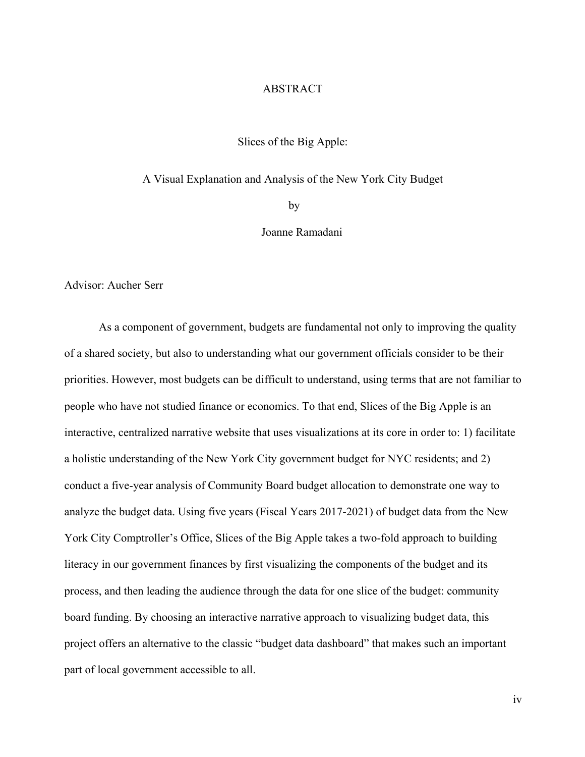# ABSTRACT

Slices of the Big Apple:

A Visual Explanation and Analysis of the New York City Budget

by

Joanne Ramadani

Advisor: Aucher Serr

As a component of government, budgets are fundamental not only to improving the quality of a shared society, but also to understanding what our government officials consider to be their priorities. However, most budgets can be difficult to understand, using terms that are not familiar to people who have not studied finance or economics. To that end, Slices of the Big Apple is an interactive, centralized narrative website that uses visualizations at its core in order to: 1) facilitate a holistic understanding of the New York City government budget for NYC residents; and 2) conduct a five-year analysis of Community Board budget allocation to demonstrate one way to analyze the budget data. Using five years (Fiscal Years 2017-2021) of budget data from the New York City Comptroller's Office, Slices of the Big Apple takes a two-fold approach to building literacy in our government finances by first visualizing the components of the budget and its process, and then leading the audience through the data for one slice of the budget: community board funding. By choosing an interactive narrative approach to visualizing budget data, this project offers an alternative to the classic "budget data dashboard" that makes such an important part of local government accessible to all.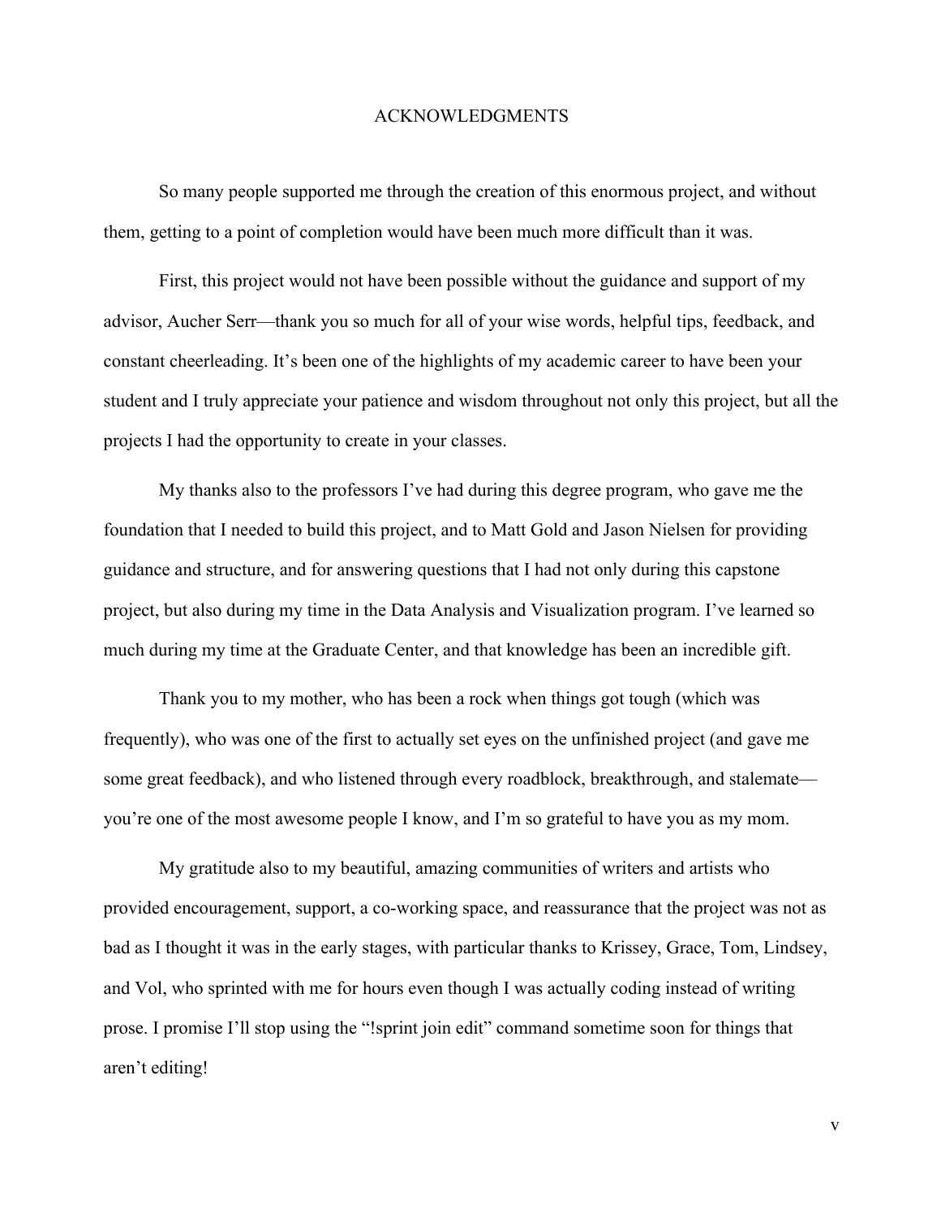# ACKNOWLEDGMENTS

So many people supported me through the creation of this enormous project, and without them, getting to a point of completion would have been much more difficult than it was.

First, this project would not have been possible without the guidance and support of my advisor, Aucher Serr—thank you so much for all of your wise words, helpful tips, feedback, and constant cheerleading. It's been one of the highlights of my academic career to have been your student and I truly appreciate your patience and wisdom throughout not only this project, but all the projects I had the opportunity to create in your classes.

My thanks also to the professors I've had during this degree program, who gave me the foundation that I needed to build this project, and to Matt Gold and Jason Nielsen for providing guidance and structure, and for answering questions that I had not only during this capstone project, but also during my time in the Data Analysis and Visualization program. I've learned so much during my time at the Graduate Center, and that knowledge has been an incredible gift.

Thank you to my mother, who has been a rock when things got tough (which was frequently), who was one of the first to actually set eyes on the unfinished project (and gave me some great feedback), and who listened through every roadblock, breakthrough, and stalemate—you're one of the most awesome people I know, and I'm so grateful to have you as my mom.

My gratitude also to my beautiful, amazing communities of writers and artists who provided encouragement, support, a co-working space, and reassurance that the project was not as bad as I thought it was in the early stages, with particular thanks to Krissey, Grace, Tom, Lindsey, and Vol, who sprinted with me for hours even though I was actually coding instead of writing prose. I promise I'll stop using the "!sprint join edit" command sometime soon for things that aren't editing!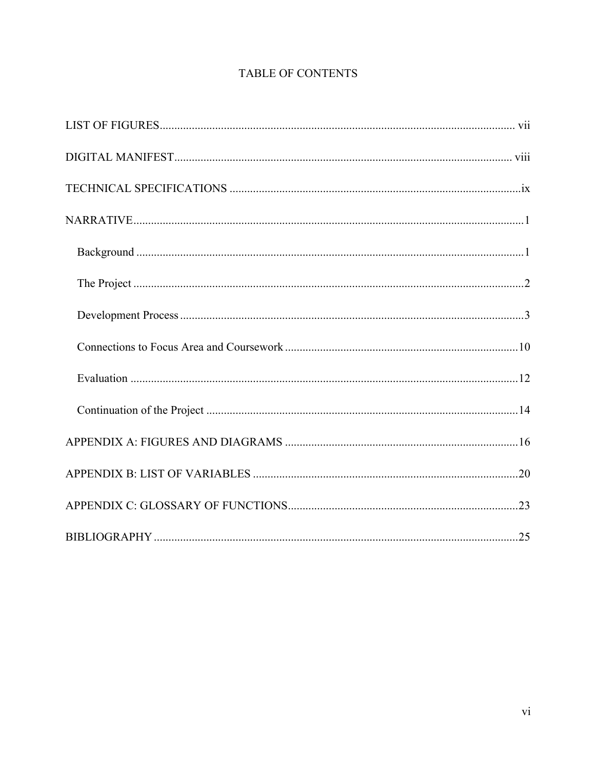# TABLE OF CONTENTS

LIST OF FIGURES .......... vii

DIGITAL MANIFEST .......... viii

TECHNICAL SPECIFICATIONS .......... ix

NARRATIVE .......... 1

- Background .......... 1
- The Project .......... 2
- Development Process .......... 3
- Connections to Focus Area and Coursework .......... 10
- Evaluation .......... 12
- Continuation of the Project .......... 14

APPENDIX A: FIGURES AND DIAGRAMS .......... 16

APPENDIX B: LIST OF VARIABLES .......... 20

APPENDIX C: GLOSSARY OF FUNCTIONS .......... 23

BIBLIOGRAPHY .......... 25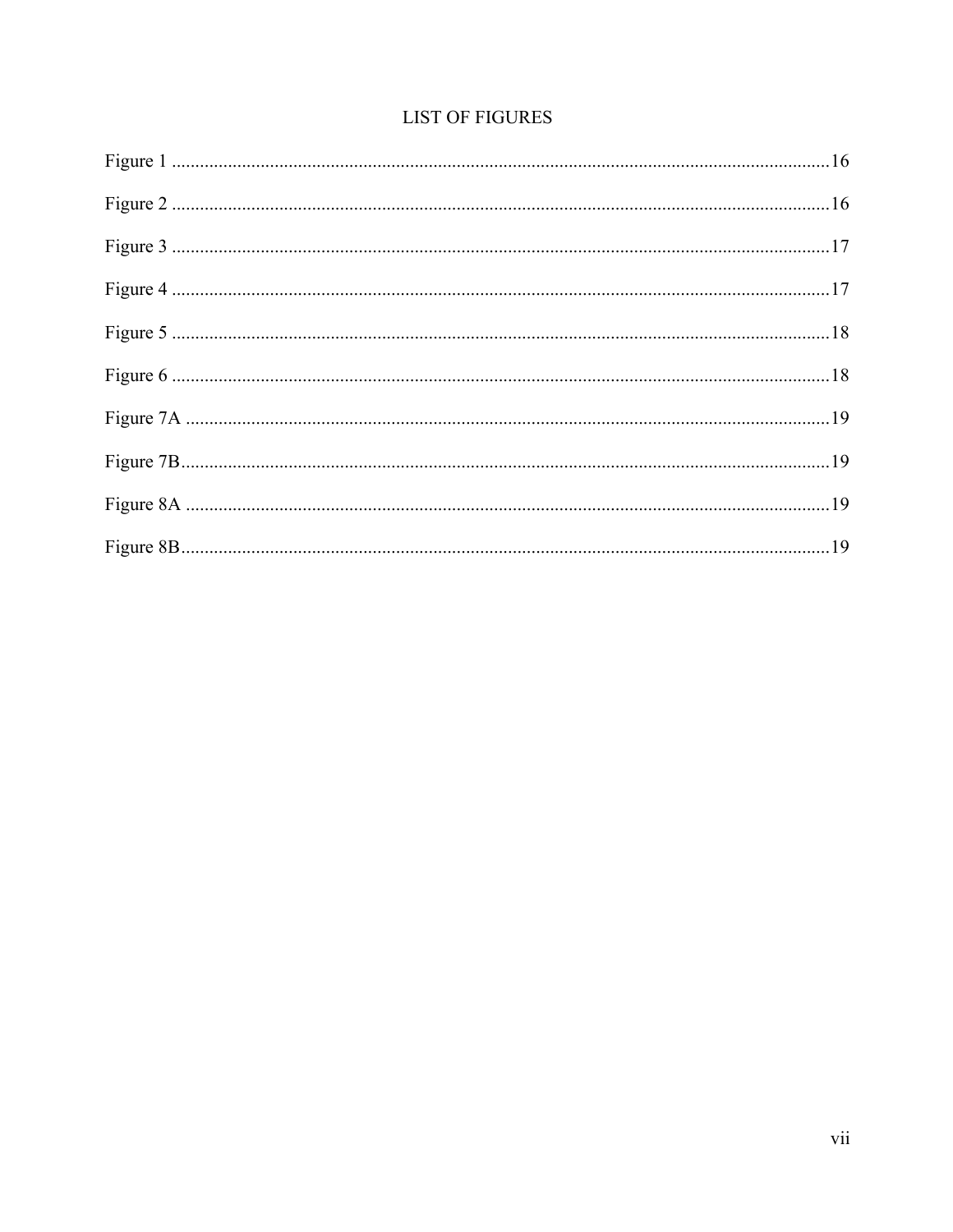# LIST OF FIGURES

Figure 1 ............................................................................................................................16

Figure 2 ............................................................................................................................16

Figure 3 ............................................................................................................................17

Figure 4 ............................................................................................................................17

Figure 5 ............................................................................................................................18

Figure 6 ............................................................................................................................18

Figure 7A ..........................................................................................................................19

Figure 7B...........................................................................................................................19

Figure 8A ..........................................................................................................................19

Figure 8B...........................................................................................................................19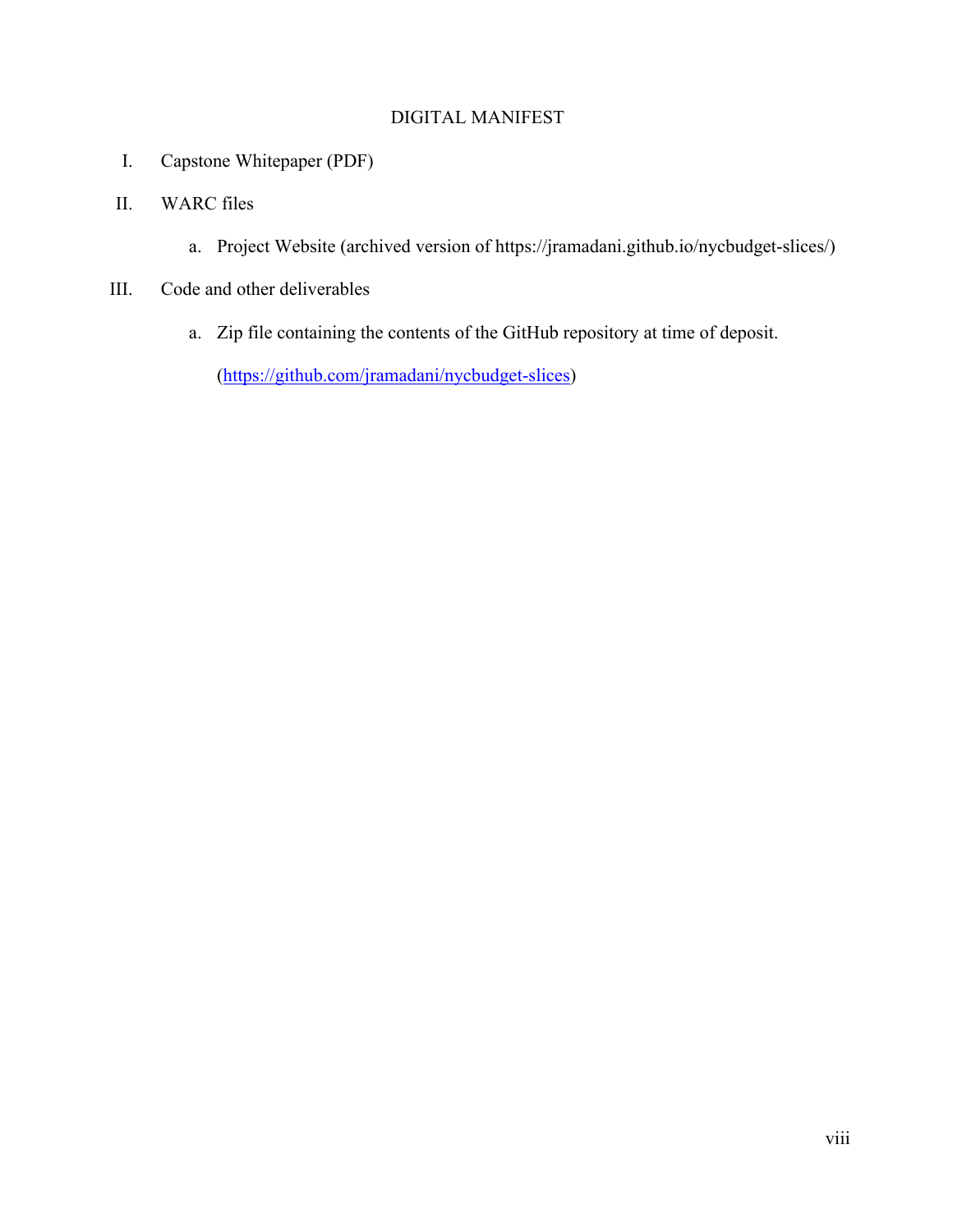# DIGITAL MANIFEST

I. Capstone Whitepaper (PDF)

II. WARC files

   a. Project Website (archived version of https://jramadani.github.io/nycbudget-slices/)

III. Code and other deliverables

   a. Zip file containing the contents of the GitHub repository at time of deposit. (https://github.com/jramadani/nycbudget-slices)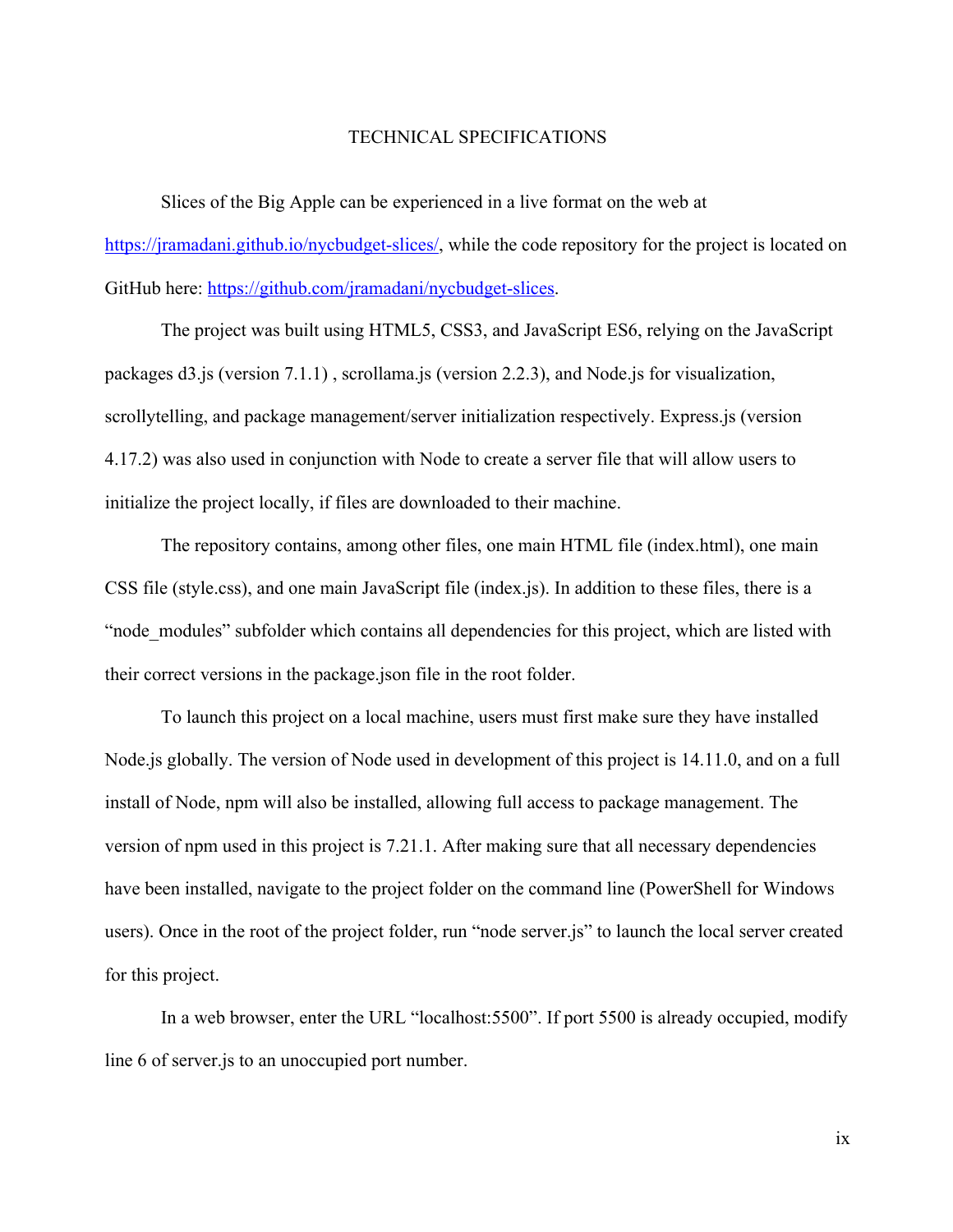# TECHNICAL SPECIFICATIONS

Slices of the Big Apple can be experienced in a live format on the web at https://jramadani.github.io/nycbudget-slices/, while the code repository for the project is located on GitHub here: https://github.com/jramadani/nycbudget-slices.

The project was built using HTML5, CSS3, and JavaScript ES6, relying on the JavaScript packages d3.js (version 7.1.1) , scrollama.js (version 2.2.3), and Node.js for visualization, scrollytelling, and package management/server initialization respectively. Express.js (version 4.17.2) was also used in conjunction with Node to create a server file that will allow users to initialize the project locally, if files are downloaded to their machine.

The repository contains, among other files, one main HTML file (index.html), one main CSS file (style.css), and one main JavaScript file (index.js). In addition to these files, there is a "node_modules" subfolder which contains all dependencies for this project, which are listed with their correct versions in the package.json file in the root folder.

To launch this project on a local machine, users must first make sure they have installed Node.js globally. The version of Node used in development of this project is 14.11.0, and on a full install of Node, npm will also be installed, allowing full access to package management. The version of npm used in this project is 7.21.1. After making sure that all necessary dependencies have been installed, navigate to the project folder on the command line (PowerShell for Windows users). Once in the root of the project folder, run "node server.js" to launch the local server created for this project.

In a web browser, enter the URL "localhost:5500". If port 5500 is already occupied, modify line 6 of server.js to an unoccupied port number.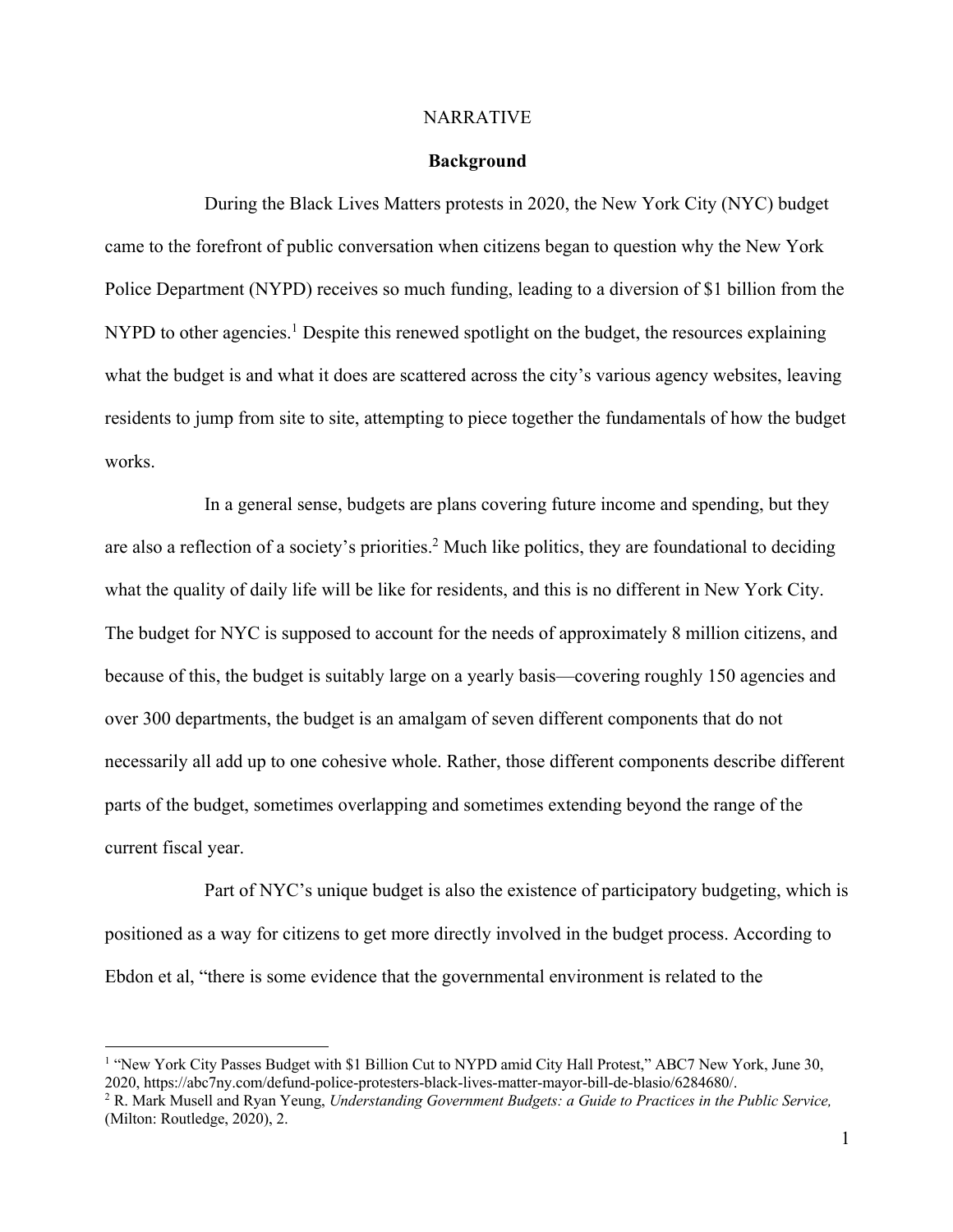# NARRATIVE

## Background

During the Black Lives Matters protests in 2020, the New York City (NYC) budget came to the forefront of public conversation when citizens began to question why the New York Police Department (NYPD) receives so much funding, leading to a diversion of $1 billion from the NYPD to other agencies.[1] Despite this renewed spotlight on the budget, the resources explaining what the budget is and what it does are scattered across the city's various agency websites, leaving residents to jump from site to site, attempting to piece together the fundamentals of how the budget works.

In a general sense, budgets are plans covering future income and spending, but they are also a reflection of a society's priorities.[2] Much like politics, they are foundational to deciding what the quality of daily life will be like for residents, and this is no different in New York City. The budget for NYC is supposed to account for the needs of approximately 8 million citizens, and because of this, the budget is suitably large on a yearly basis—covering roughly 150 agencies and over 300 departments, the budget is an amalgam of seven different components that do not necessarily all add up to one cohesive whole. Rather, those different components describe different parts of the budget, sometimes overlapping and sometimes extending beyond the range of the current fiscal year.

Part of NYC's unique budget is also the existence of participatory budgeting, which is positioned as a way for citizens to get more directly involved in the budget process. According to Ebdon et al, "there is some evidence that the governmental environment is related to the

---

[1] "New York City Passes Budget with $1 Billion Cut to NYPD amid City Hall Protest," ABC7 New York, June 30, 2020, https://abc7ny.com/defund-police-protesters-black-lives-matter-mayor-bill-de-blasio/6284680/.

[2] R. Mark Musell and Ryan Yeung, *Understanding Government Budgets: a Guide to Practices in the Public Service,* (Milton: Routledge, 2020), 2.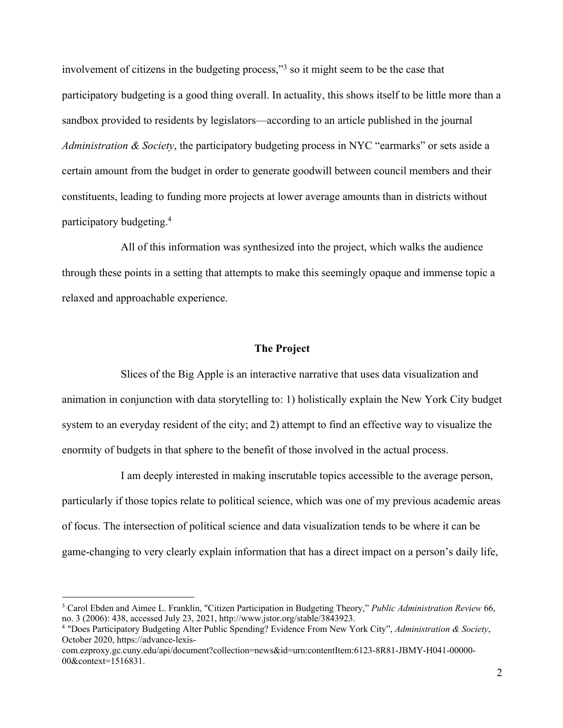involvement of citizens in the budgeting process,"[3] so it might seem to be the case that participatory budgeting is a good thing overall. In actuality, this shows itself to be little more than a sandbox provided to residents by legislators—according to an article published in the journal *Administration & Society*, the participatory budgeting process in NYC "earmarks" or sets aside a certain amount from the budget in order to generate goodwill between council members and their constituents, leading to funding more projects at lower average amounts than in districts without participatory budgeting.[4]

All of this information was synthesized into the project, which walks the audience through these points in a setting that attempts to make this seemingly opaque and immense topic a relaxed and approachable experience.

## The Project

Slices of the Big Apple is an interactive narrative that uses data visualization and animation in conjunction with data storytelling to: 1) holistically explain the New York City budget system to an everyday resident of the city; and 2) attempt to find an effective way to visualize the enormity of budgets in that sphere to the benefit of those involved in the actual process.

I am deeply interested in making inscrutable topics accessible to the average person, particularly if those topics relate to political science, which was one of my previous academic areas of focus. The intersection of political science and data visualization tends to be where it can be game-changing to very clearly explain information that has a direct impact on a person's daily life,

---

[3] Carol Ebden and Aimee L. Franklin, "Citizen Participation in Budgeting Theory," *Public Administration Review* 66, no. 3 (2006): 438, accessed July 23, 2021, http://www.jstor.org/stable/3843923.

[4] "Does Participatory Budgeting Alter Public Spending? Evidence From New York City", *Administration & Society*, October 2020, https://advance-lexis-com.ezproxy.gc.cuny.edu/api/document?collection=news&id=urn:contentItem:6123-8R81-JBMY-H041-00000-00&context=1516831.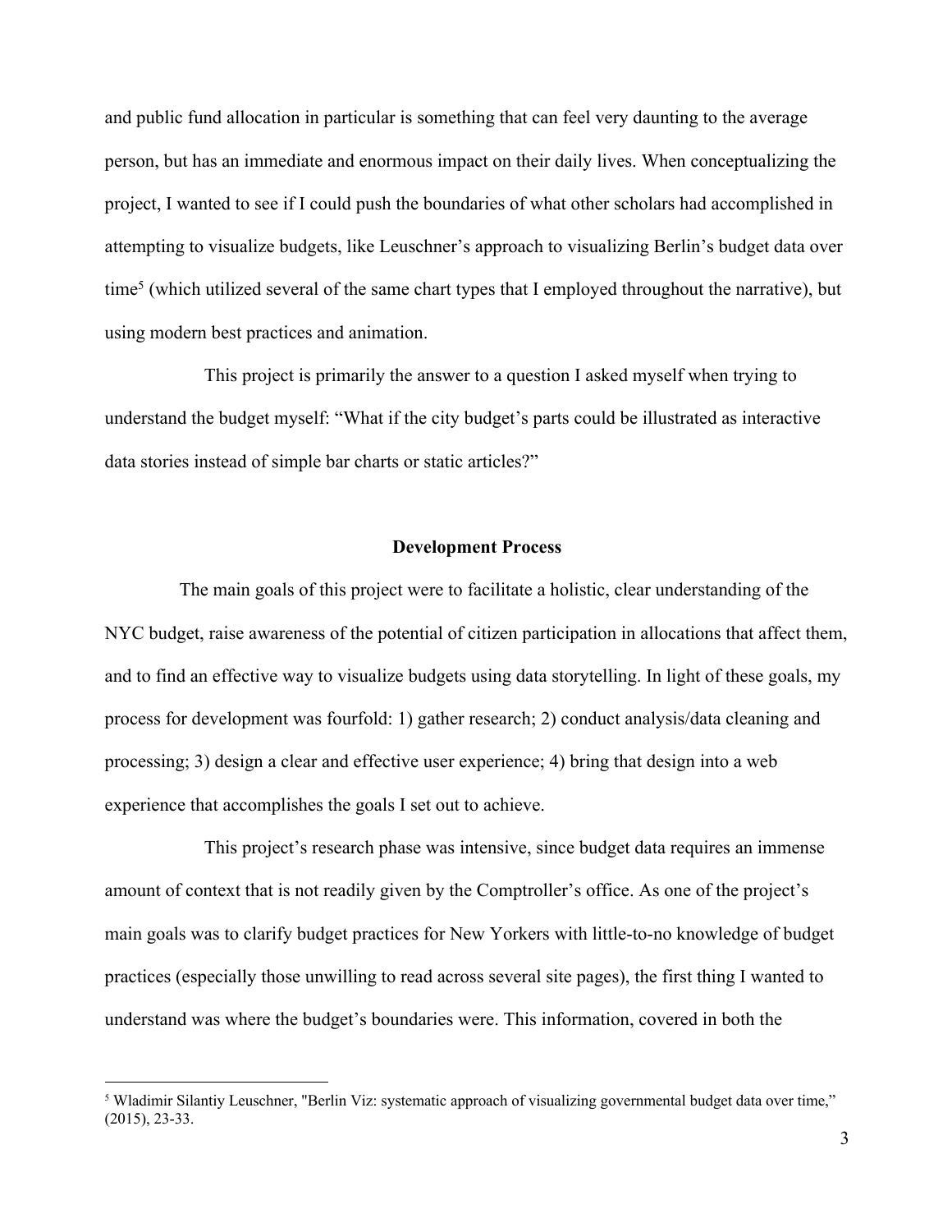and public fund allocation in particular is something that can feel very daunting to the average person, but has an immediate and enormous impact on their daily lives. When conceptualizing the project, I wanted to see if I could push the boundaries of what other scholars had accomplished in attempting to visualize budgets, like Leuschner's approach to visualizing Berlin's budget data over time[5] (which utilized several of the same chart types that I employed throughout the narrative), but using modern best practices and animation.

This project is primarily the answer to a question I asked myself when trying to understand the budget myself: "What if the city budget's parts could be illustrated as interactive data stories instead of simple bar charts or static articles?"

## Development Process

The main goals of this project were to facilitate a holistic, clear understanding of the NYC budget, raise awareness of the potential of citizen participation in allocations that affect them, and to find an effective way to visualize budgets using data storytelling. In light of these goals, my process for development was fourfold: 1) gather research; 2) conduct analysis/data cleaning and processing; 3) design a clear and effective user experience; 4) bring that design into a web experience that accomplishes the goals I set out to achieve.

This project's research phase was intensive, since budget data requires an immense amount of context that is not readily given by the Comptroller's office. As one of the project's main goals was to clarify budget practices for New Yorkers with little-to-no knowledge of budget practices (especially those unwilling to read across several site pages), the first thing I wanted to understand was where the budget's boundaries were. This information, covered in both the

---

[5] Wladimir Silantiy Leuschner, "Berlin Viz: systematic approach of visualizing governmental budget data over time," (2015), 23-33.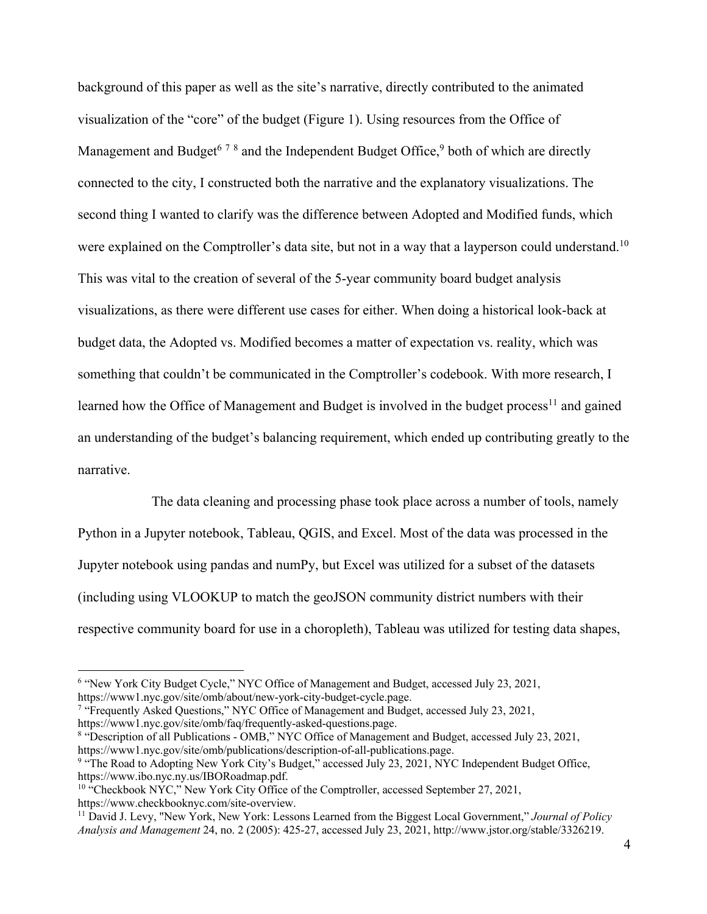background of this paper as well as the site's narrative, directly contributed to the animated visualization of the "core" of the budget (Figure 1). Using resources from the Office of Management and Budget[6] [7] [8] and the Independent Budget Office,[9] both of which are directly connected to the city, I constructed both the narrative and the explanatory visualizations. The second thing I wanted to clarify was the difference between Adopted and Modified funds, which were explained on the Comptroller's data site, but not in a way that a layperson could understand.[10] This was vital to the creation of several of the 5-year community board budget analysis visualizations, as there were different use cases for either. When doing a historical look-back at budget data, the Adopted vs. Modified becomes a matter of expectation vs. reality, which was something that couldn't be communicated in the Comptroller's codebook. With more research, I learned how the Office of Management and Budget is involved in the budget process[11] and gained an understanding of the budget's balancing requirement, which ended up contributing greatly to the narrative.

The data cleaning and processing phase took place across a number of tools, namely Python in a Jupyter notebook, Tableau, QGIS, and Excel. Most of the data was processed in the Jupyter notebook using pandas and numPy, but Excel was utilized for a subset of the datasets (including using VLOOKUP to match the geoJSON community district numbers with their respective community board for use in a choropleth), Tableau was utilized for testing data shapes,

---

[6] "New York City Budget Cycle," NYC Office of Management and Budget, accessed July 23, 2021, https://www1.nyc.gov/site/omb/about/new-york-city-budget-cycle.page.

[7] "Frequently Asked Questions," NYC Office of Management and Budget, accessed July 23, 2021, https://www1.nyc.gov/site/omb/faq/frequently-asked-questions.page.

[8] "Description of all Publications - OMB," NYC Office of Management and Budget, accessed July 23, 2021, https://www1.nyc.gov/site/omb/publications/description-of-all-publications.page.

[9] "The Road to Adopting New York City's Budget," accessed July 23, 2021, NYC Independent Budget Office, https://www.ibo.nyc.ny.us/IBORoadmap.pdf.

[10] "Checkbook NYC," New York City Office of the Comptroller, accessed September 27, 2021, https://www.checkbooknyc.com/site-overview.

[11] David J. Levy, "New York, New York: Lessons Learned from the Biggest Local Government," *Journal of Policy Analysis and Management* 24, no. 2 (2005): 425-27, accessed July 23, 2021, http://www.jstor.org/stable/3326219.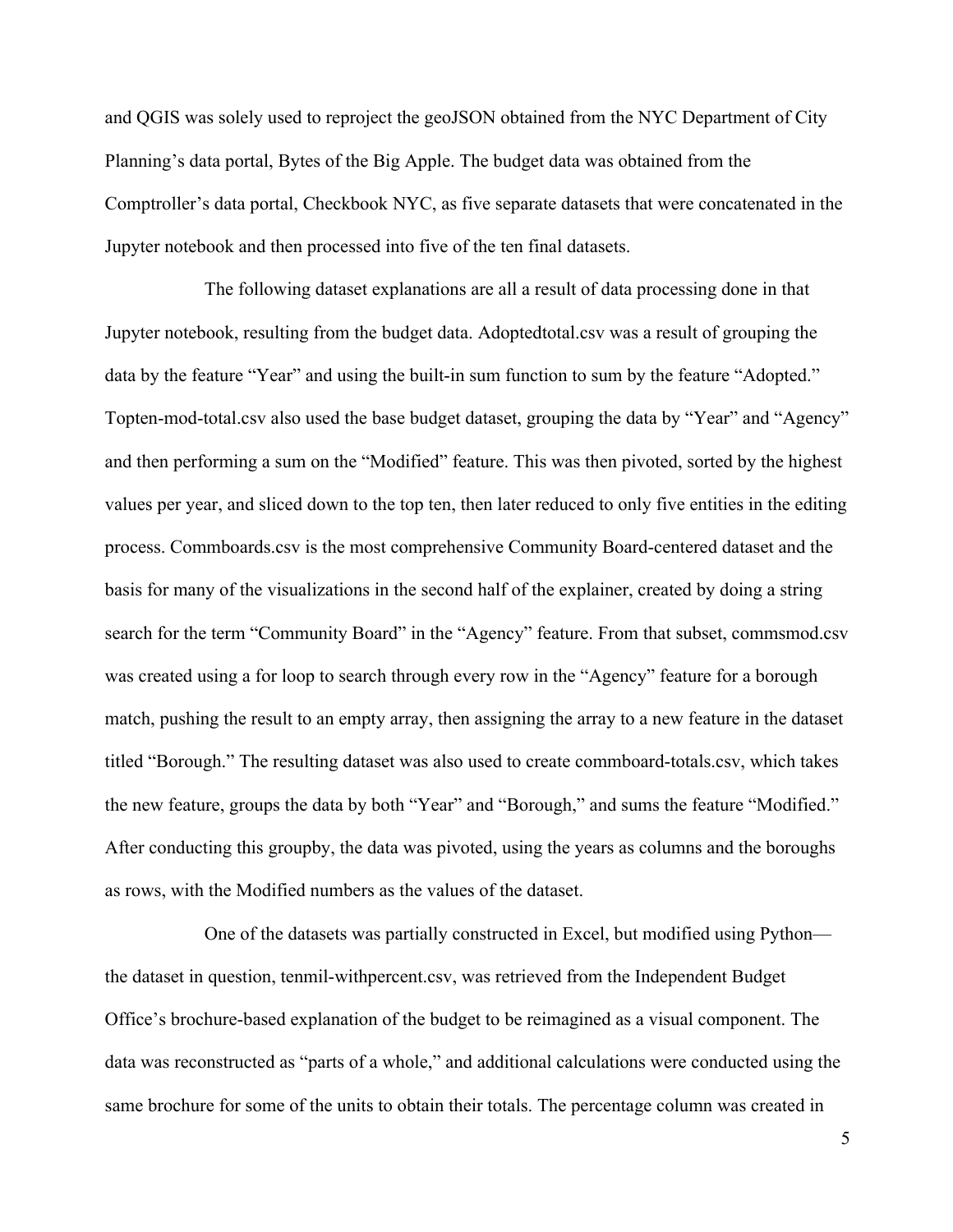and QGIS was solely used to reproject the geoJSON obtained from the NYC Department of City Planning's data portal, Bytes of the Big Apple. The budget data was obtained from the Comptroller's data portal, Checkbook NYC, as five separate datasets that were concatenated in the Jupyter notebook and then processed into five of the ten final datasets.

The following dataset explanations are all a result of data processing done in that Jupyter notebook, resulting from the budget data. Adoptedtotal.csv was a result of grouping the data by the feature "Year" and using the built-in sum function to sum by the feature "Adopted." Topten-mod-total.csv also used the base budget dataset, grouping the data by "Year" and "Agency" and then performing a sum on the "Modified" feature. This was then pivoted, sorted by the highest values per year, and sliced down to the top ten, then later reduced to only five entities in the editing process. Commboards.csv is the most comprehensive Community Board-centered dataset and the basis for many of the visualizations in the second half of the explainer, created by doing a string search for the term "Community Board" in the "Agency" feature. From that subset, commsmod.csv was created using a for loop to search through every row in the "Agency" feature for a borough match, pushing the result to an empty array, then assigning the array to a new feature in the dataset titled "Borough." The resulting dataset was also used to create commboard-totals.csv, which takes the new feature, groups the data by both "Year" and "Borough," and sums the feature "Modified." After conducting this groupby, the data was pivoted, using the years as columns and the boroughs as rows, with the Modified numbers as the values of the dataset.

One of the datasets was partially constructed in Excel, but modified using Python—the dataset in question, tenmil-withpercent.csv, was retrieved from the Independent Budget Office's brochure-based explanation of the budget to be reimagined as a visual component. The data was reconstructed as "parts of a whole," and additional calculations were conducted using the same brochure for some of the units to obtain their totals. The percentage column was created in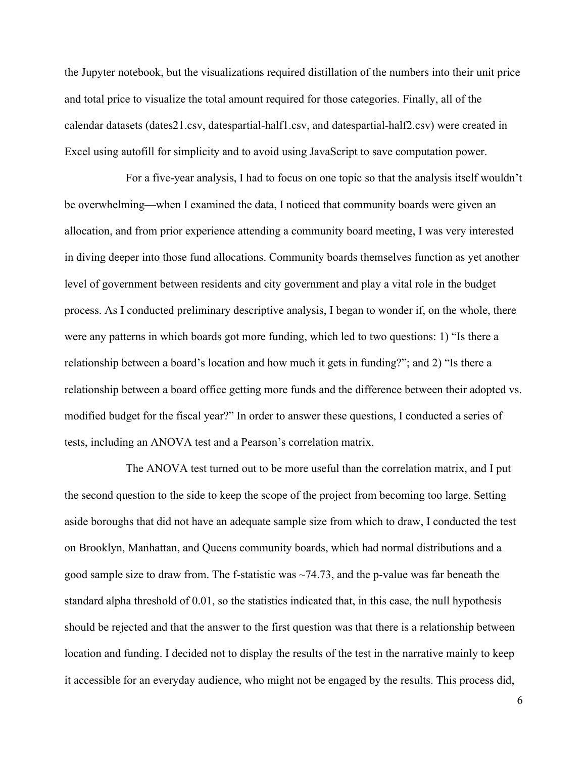the Jupyter notebook, but the visualizations required distillation of the numbers into their unit price and total price to visualize the total amount required for those categories. Finally, all of the calendar datasets (dates21.csv, datespartial-half1.csv, and datespartial-half2.csv) were created in Excel using autofill for simplicity and to avoid using JavaScript to save computation power.

For a five-year analysis, I had to focus on one topic so that the analysis itself wouldn't be overwhelming—when I examined the data, I noticed that community boards were given an allocation, and from prior experience attending a community board meeting, I was very interested in diving deeper into those fund allocations. Community boards themselves function as yet another level of government between residents and city government and play a vital role in the budget process. As I conducted preliminary descriptive analysis, I began to wonder if, on the whole, there were any patterns in which boards got more funding, which led to two questions: 1) "Is there a relationship between a board's location and how much it gets in funding?"; and 2) "Is there a relationship between a board office getting more funds and the difference between their adopted vs. modified budget for the fiscal year?" In order to answer these questions, I conducted a series of tests, including an ANOVA test and a Pearson's correlation matrix.

The ANOVA test turned out to be more useful than the correlation matrix, and I put the second question to the side to keep the scope of the project from becoming too large. Setting aside boroughs that did not have an adequate sample size from which to draw, I conducted the test on Brooklyn, Manhattan, and Queens community boards, which had normal distributions and a good sample size to draw from. The f-statistic was ~74.73, and the p-value was far beneath the standard alpha threshold of 0.01, so the statistics indicated that, in this case, the null hypothesis should be rejected and that the answer to the first question was that there is a relationship between location and funding. I decided not to display the results of the test in the narrative mainly to keep it accessible for an everyday audience, who might not be engaged by the results. This process did,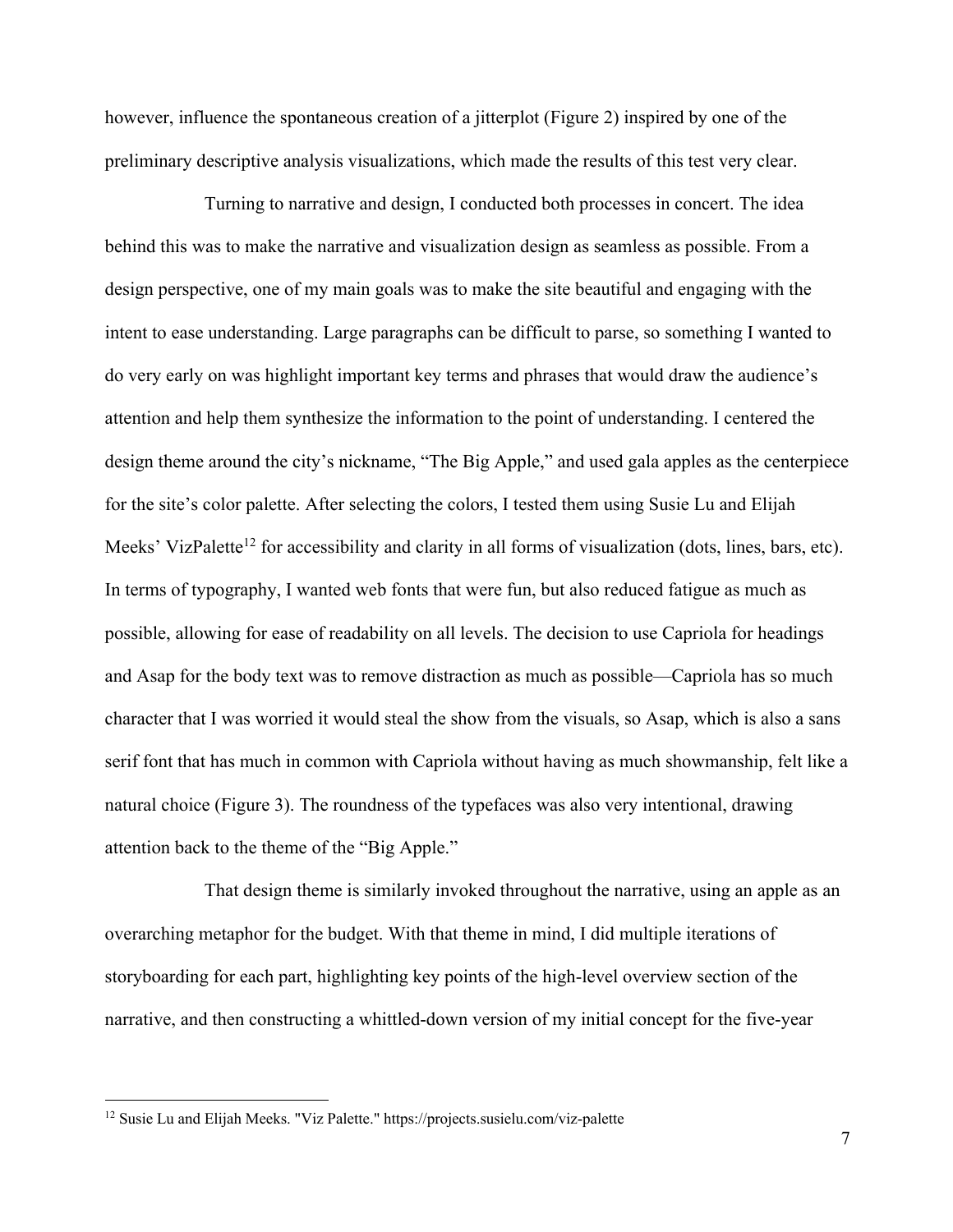however, influence the spontaneous creation of a jitterplot (Figure 2) inspired by one of the preliminary descriptive analysis visualizations, which made the results of this test very clear.

Turning to narrative and design, I conducted both processes in concert. The idea behind this was to make the narrative and visualization design as seamless as possible. From a design perspective, one of my main goals was to make the site beautiful and engaging with the intent to ease understanding. Large paragraphs can be difficult to parse, so something I wanted to do very early on was highlight important key terms and phrases that would draw the audience's attention and help them synthesize the information to the point of understanding. I centered the design theme around the city's nickname, "The Big Apple," and used gala apples as the centerpiece for the site's color palette. After selecting the colors, I tested them using Susie Lu and Elijah Meeks' VizPalette[12] for accessibility and clarity in all forms of visualization (dots, lines, bars, etc). In terms of typography, I wanted web fonts that were fun, but also reduced fatigue as much as possible, allowing for ease of readability on all levels. The decision to use Capriola for headings and Asap for the body text was to remove distraction as much as possible—Capriola has so much character that I was worried it would steal the show from the visuals, so Asap, which is also a sans serif font that has much in common with Capriola without having as much showmanship, felt like a natural choice (Figure 3). The roundness of the typefaces was also very intentional, drawing attention back to the theme of the "Big Apple."

That design theme is similarly invoked throughout the narrative, using an apple as an overarching metaphor for the budget. With that theme in mind, I did multiple iterations of storyboarding for each part, highlighting key points of the high-level overview section of the narrative, and then constructing a whittled-down version of my initial concept for the five-year

---

[12] Susie Lu and Elijah Meeks. "Viz Palette." https://projects.susielu.com/viz-palette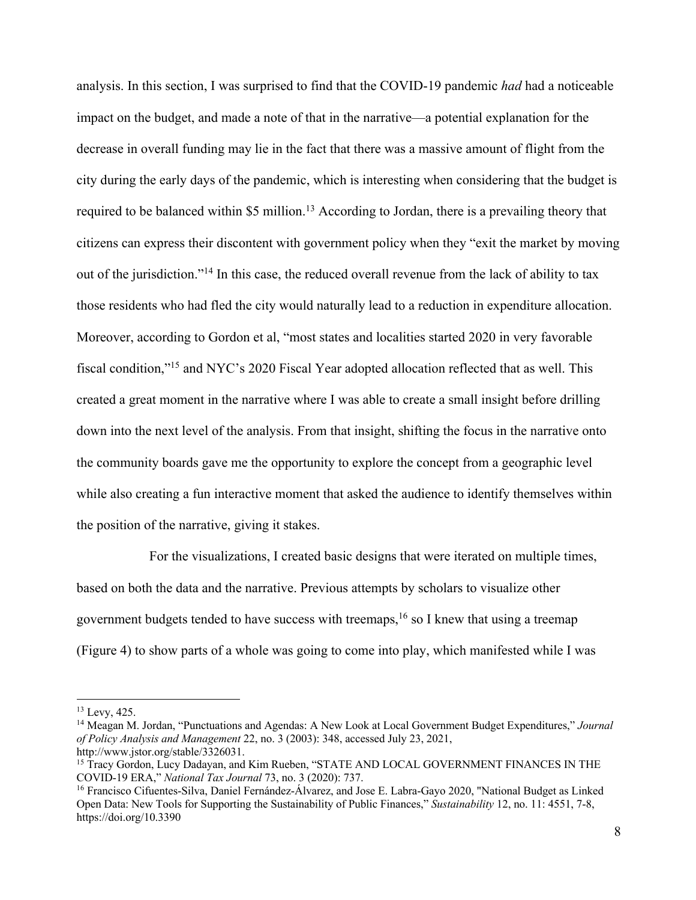analysis. In this section, I was surprised to find that the COVID-19 pandemic *had* had a noticeable impact on the budget, and made a note of that in the narrative—a potential explanation for the decrease in overall funding may lie in the fact that there was a massive amount of flight from the city during the early days of the pandemic, which is interesting when considering that the budget is required to be balanced within $5 million.[13] According to Jordan, there is a prevailing theory that citizens can express their discontent with government policy when they "exit the market by moving out of the jurisdiction."[14] In this case, the reduced overall revenue from the lack of ability to tax those residents who had fled the city would naturally lead to a reduction in expenditure allocation. Moreover, according to Gordon et al, "most states and localities started 2020 in very favorable fiscal condition,"[15] and NYC's 2020 Fiscal Year adopted allocation reflected that as well. This created a great moment in the narrative where I was able to create a small insight before drilling down into the next level of the analysis. From that insight, shifting the focus in the narrative onto the community boards gave me the opportunity to explore the concept from a geographic level while also creating a fun interactive moment that asked the audience to identify themselves within the position of the narrative, giving it stakes.

For the visualizations, I created basic designs that were iterated on multiple times, based on both the data and the narrative. Previous attempts by scholars to visualize other government budgets tended to have success with treemaps,[16] so I knew that using a treemap (Figure 4) to show parts of a whole was going to come into play, which manifested while I was

---

[13] Levy, 425.

[14] Meagan M. Jordan, "Punctuations and Agendas: A New Look at Local Government Budget Expenditures," *Journal of Policy Analysis and Management* 22, no. 3 (2003): 348, accessed July 23, 2021, http://www.jstor.org/stable/3326031.

[15] Tracy Gordon, Lucy Dadayan, and Kim Rueben, "STATE AND LOCAL GOVERNMENT FINANCES IN THE COVID-19 ERA," *National Tax Journal* 73, no. 3 (2020): 737.

[16] Francisco Cifuentes-Silva, Daniel Fernández-Álvarez, and Jose E. Labra-Gayo 2020, "National Budget as Linked Open Data: New Tools for Supporting the Sustainability of Public Finances," *Sustainability* 12, no. 11: 4551, 7-8, https://doi.org/10.3390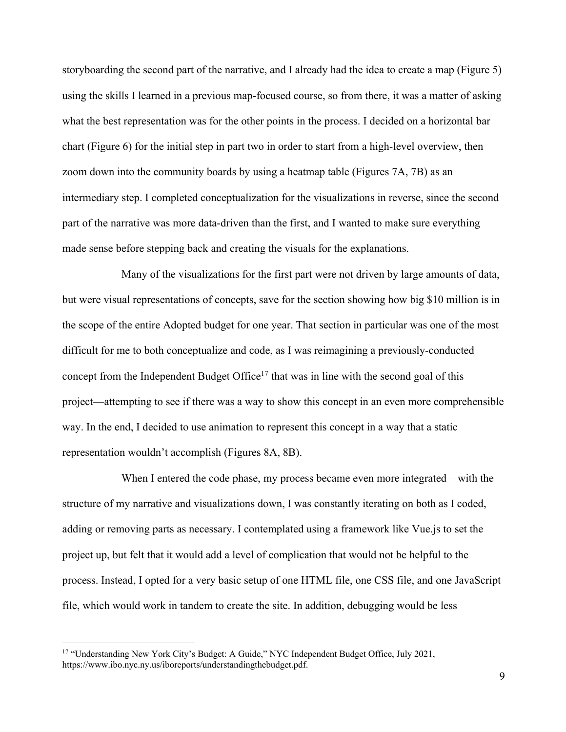storyboarding the second part of the narrative, and I already had the idea to create a map (Figure 5) using the skills I learned in a previous map-focused course, so from there, it was a matter of asking what the best representation was for the other points in the process. I decided on a horizontal bar chart (Figure 6) for the initial step in part two in order to start from a high-level overview, then zoom down into the community boards by using a heatmap table (Figures 7A, 7B) as an intermediary step. I completed conceptualization for the visualizations in reverse, since the second part of the narrative was more data-driven than the first, and I wanted to make sure everything made sense before stepping back and creating the visuals for the explanations.

Many of the visualizations for the first part were not driven by large amounts of data, but were visual representations of concepts, save for the section showing how big $10 million is in the scope of the entire Adopted budget for one year. That section in particular was one of the most difficult for me to both conceptualize and code, as I was reimagining a previously-conducted concept from the Independent Budget Office[17] that was in line with the second goal of this project—attempting to see if there was a way to show this concept in an even more comprehensible way. In the end, I decided to use animation to represent this concept in a way that a static representation wouldn't accomplish (Figures 8A, 8B).

When I entered the code phase, my process became even more integrated—with the structure of my narrative and visualizations down, I was constantly iterating on both as I coded, adding or removing parts as necessary. I contemplated using a framework like Vue.js to set the project up, but felt that it would add a level of complication that would not be helpful to the process. Instead, I opted for a very basic setup of one HTML file, one CSS file, and one JavaScript file, which would work in tandem to create the site. In addition, debugging would be less

[17] "Understanding New York City's Budget: A Guide," NYC Independent Budget Office, July 2021, https://www.ibo.nyc.ny.us/iboreports/understandingthebudget.pdf.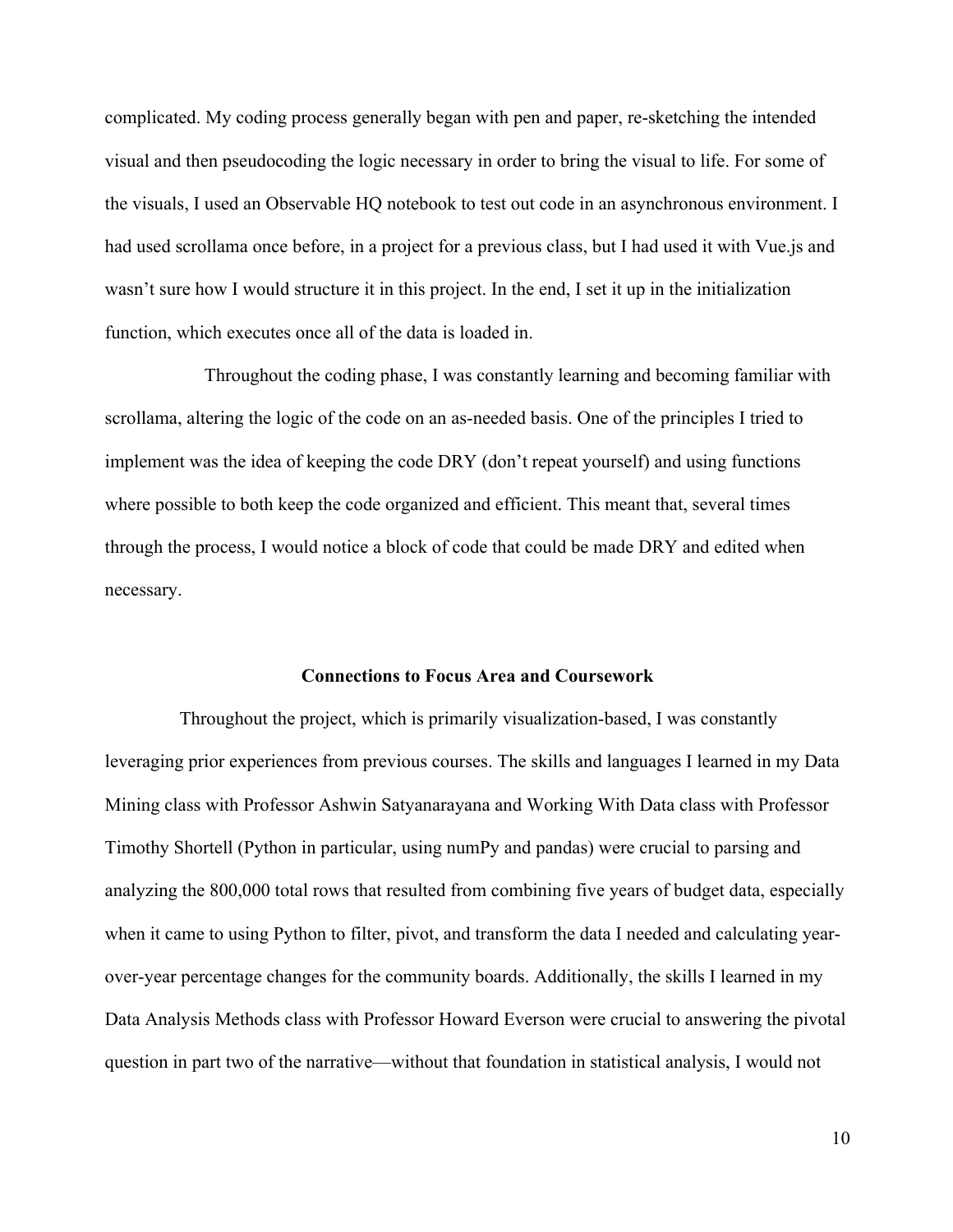complicated. My coding process generally began with pen and paper, re-sketching the intended visual and then pseudocoding the logic necessary in order to bring the visual to life. For some of the visuals, I used an Observable HQ notebook to test out code in an asynchronous environment. I had used scrollama once before, in a project for a previous class, but I had used it with Vue.js and wasn't sure how I would structure it in this project. In the end, I set it up in the initialization function, which executes once all of the data is loaded in.

Throughout the coding phase, I was constantly learning and becoming familiar with scrollama, altering the logic of the code on an as-needed basis. One of the principles I tried to implement was the idea of keeping the code DRY (don't repeat yourself) and using functions where possible to both keep the code organized and efficient. This meant that, several times through the process, I would notice a block of code that could be made DRY and edited when necessary.

## Connections to Focus Area and Coursework

Throughout the project, which is primarily visualization-based, I was constantly leveraging prior experiences from previous courses. The skills and languages I learned in my Data Mining class with Professor Ashwin Satyanarayana and Working With Data class with Professor Timothy Shortell (Python in particular, using numPy and pandas) were crucial to parsing and analyzing the 800,000 total rows that resulted from combining five years of budget data, especially when it came to using Python to filter, pivot, and transform the data I needed and calculating year-over-year percentage changes for the community boards. Additionally, the skills I learned in my Data Analysis Methods class with Professor Howard Everson were crucial to answering the pivotal question in part two of the narrative—without that foundation in statistical analysis, I would not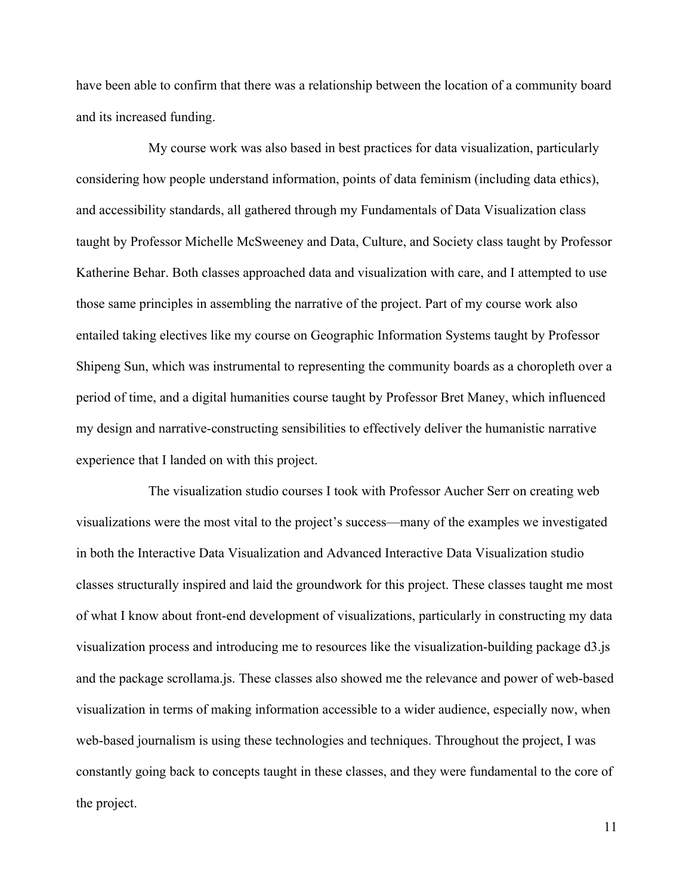have been able to confirm that there was a relationship between the location of a community board and its increased funding.

My course work was also based in best practices for data visualization, particularly considering how people understand information, points of data feminism (including data ethics), and accessibility standards, all gathered through my Fundamentals of Data Visualization class taught by Professor Michelle McSweeney and Data, Culture, and Society class taught by Professor Katherine Behar. Both classes approached data and visualization with care, and I attempted to use those same principles in assembling the narrative of the project. Part of my course work also entailed taking electives like my course on Geographic Information Systems taught by Professor Shipeng Sun, which was instrumental to representing the community boards as a choropleth over a period of time, and a digital humanities course taught by Professor Bret Maney, which influenced my design and narrative-constructing sensibilities to effectively deliver the humanistic narrative experience that I landed on with this project.

The visualization studio courses I took with Professor Aucher Serr on creating web visualizations were the most vital to the project's success—many of the examples we investigated in both the Interactive Data Visualization and Advanced Interactive Data Visualization studio classes structurally inspired and laid the groundwork for this project. These classes taught me most of what I know about front-end development of visualizations, particularly in constructing my data visualization process and introducing me to resources like the visualization-building package d3.js and the package scrollama.js. These classes also showed me the relevance and power of web-based visualization in terms of making information accessible to a wider audience, especially now, when web-based journalism is using these technologies and techniques. Throughout the project, I was constantly going back to concepts taught in these classes, and they were fundamental to the core of the project.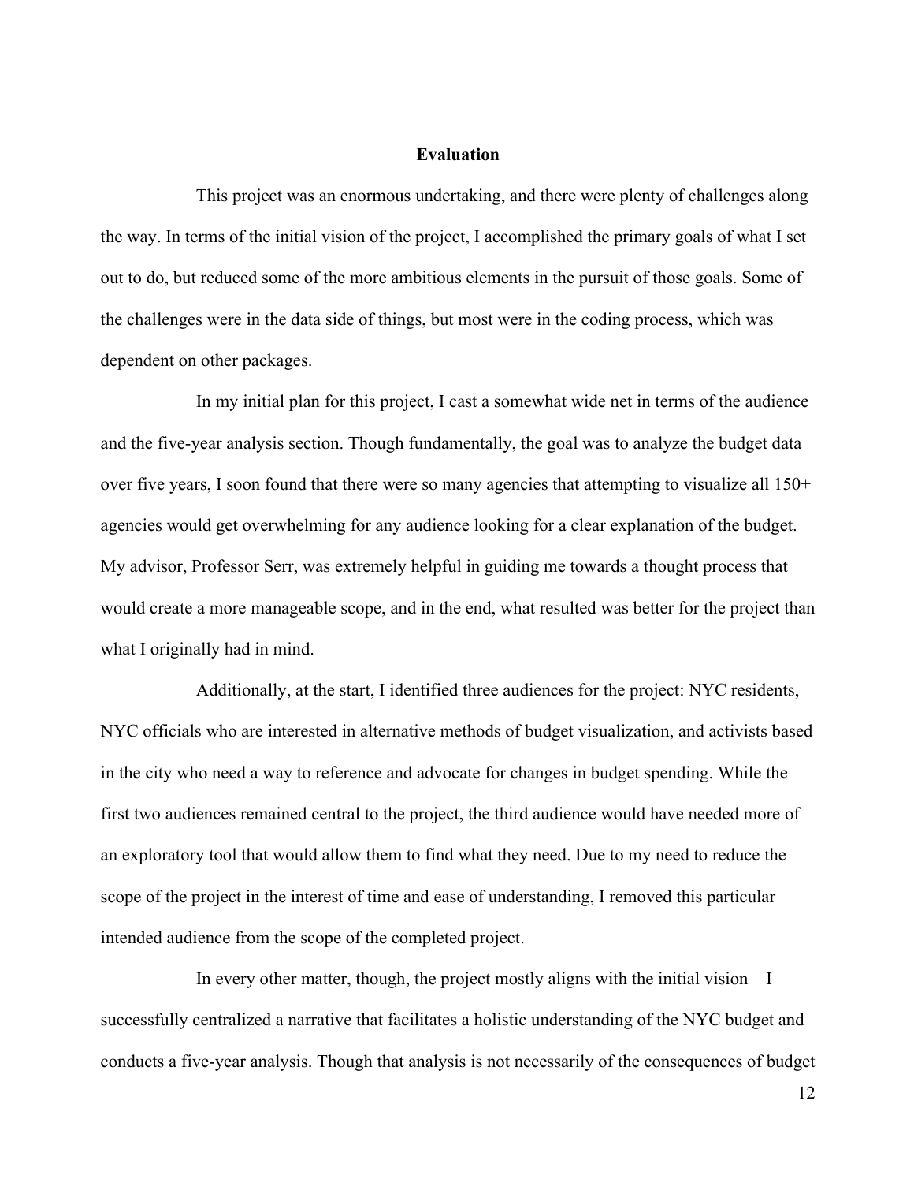## Evaluation

This project was an enormous undertaking, and there were plenty of challenges along the way. In terms of the initial vision of the project, I accomplished the primary goals of what I set out to do, but reduced some of the more ambitious elements in the pursuit of those goals. Some of the challenges were in the data side of things, but most were in the coding process, which was dependent on other packages.

In my initial plan for this project, I cast a somewhat wide net in terms of the audience and the five-year analysis section. Though fundamentally, the goal was to analyze the budget data over five years, I soon found that there were so many agencies that attempting to visualize all 150+ agencies would get overwhelming for any audience looking for a clear explanation of the budget. My advisor, Professor Serr, was extremely helpful in guiding me towards a thought process that would create a more manageable scope, and in the end, what resulted was better for the project than what I originally had in mind.

Additionally, at the start, I identified three audiences for the project: NYC residents, NYC officials who are interested in alternative methods of budget visualization, and activists based in the city who need a way to reference and advocate for changes in budget spending. While the first two audiences remained central to the project, the third audience would have needed more of an exploratory tool that would allow them to find what they need. Due to my need to reduce the scope of the project in the interest of time and ease of understanding, I removed this particular intended audience from the scope of the completed project.

In every other matter, though, the project mostly aligns with the initial vision—I successfully centralized a narrative that facilitates a holistic understanding of the NYC budget and conducts a five-year analysis. Though that analysis is not necessarily of the consequences of budget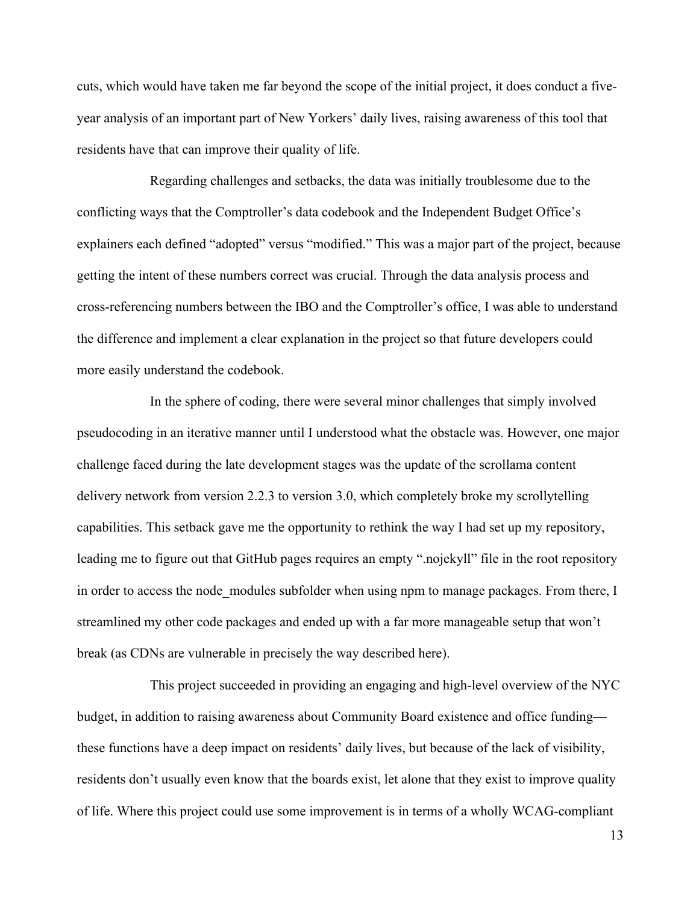cuts, which would have taken me far beyond the scope of the initial project, it does conduct a five-year analysis of an important part of New Yorkers' daily lives, raising awareness of this tool that residents have that can improve their quality of life.

Regarding challenges and setbacks, the data was initially troublesome due to the conflicting ways that the Comptroller's data codebook and the Independent Budget Office's explainers each defined "adopted" versus "modified." This was a major part of the project, because getting the intent of these numbers correct was crucial. Through the data analysis process and cross-referencing numbers between the IBO and the Comptroller's office, I was able to understand the difference and implement a clear explanation in the project so that future developers could more easily understand the codebook.

In the sphere of coding, there were several minor challenges that simply involved pseudocoding in an iterative manner until I understood what the obstacle was. However, one major challenge faced during the late development stages was the update of the scrollama content delivery network from version 2.2.3 to version 3.0, which completely broke my scrollytelling capabilities. This setback gave me the opportunity to rethink the way I had set up my repository, leading me to figure out that GitHub pages requires an empty ".nojekyll" file in the root repository in order to access the node_modules subfolder when using npm to manage packages. From there, I streamlined my other code packages and ended up with a far more manageable setup that won't break (as CDNs are vulnerable in precisely the way described here).

This project succeeded in providing an engaging and high-level overview of the NYC budget, in addition to raising awareness about Community Board existence and office funding—these functions have a deep impact on residents' daily lives, but because of the lack of visibility, residents don't usually even know that the boards exist, let alone that they exist to improve quality of life. Where this project could use some improvement is in terms of a wholly WCAG-compliant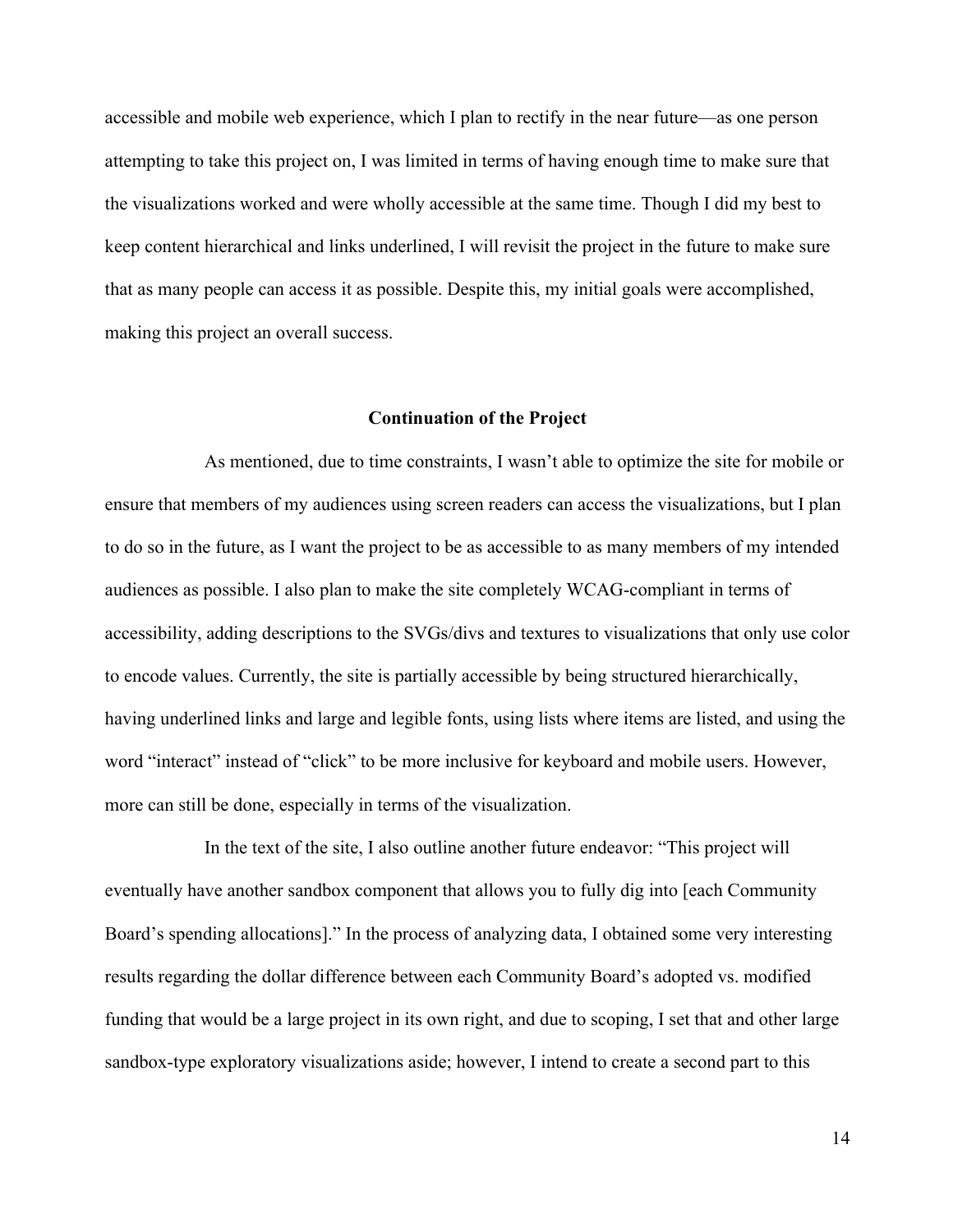accessible and mobile web experience, which I plan to rectify in the near future—as one person attempting to take this project on, I was limited in terms of having enough time to make sure that the visualizations worked and were wholly accessible at the same time. Though I did my best to keep content hierarchical and links underlined, I will revisit the project in the future to make sure that as many people can access it as possible. Despite this, my initial goals were accomplished, making this project an overall success.

## Continuation of the Project

As mentioned, due to time constraints, I wasn't able to optimize the site for mobile or ensure that members of my audiences using screen readers can access the visualizations, but I plan to do so in the future, as I want the project to be as accessible to as many members of my intended audiences as possible. I also plan to make the site completely WCAG-compliant in terms of accessibility, adding descriptions to the SVGs/divs and textures to visualizations that only use color to encode values. Currently, the site is partially accessible by being structured hierarchically, having underlined links and large and legible fonts, using lists where items are listed, and using the word "interact" instead of "click" to be more inclusive for keyboard and mobile users. However, more can still be done, especially in terms of the visualization.

In the text of the site, I also outline another future endeavor: "This project will eventually have another sandbox component that allows you to fully dig into [each Community Board's spending allocations]." In the process of analyzing data, I obtained some very interesting results regarding the dollar difference between each Community Board's adopted vs. modified funding that would be a large project in its own right, and due to scoping, I set that and other large sandbox-type exploratory visualizations aside; however, I intend to create a second part to this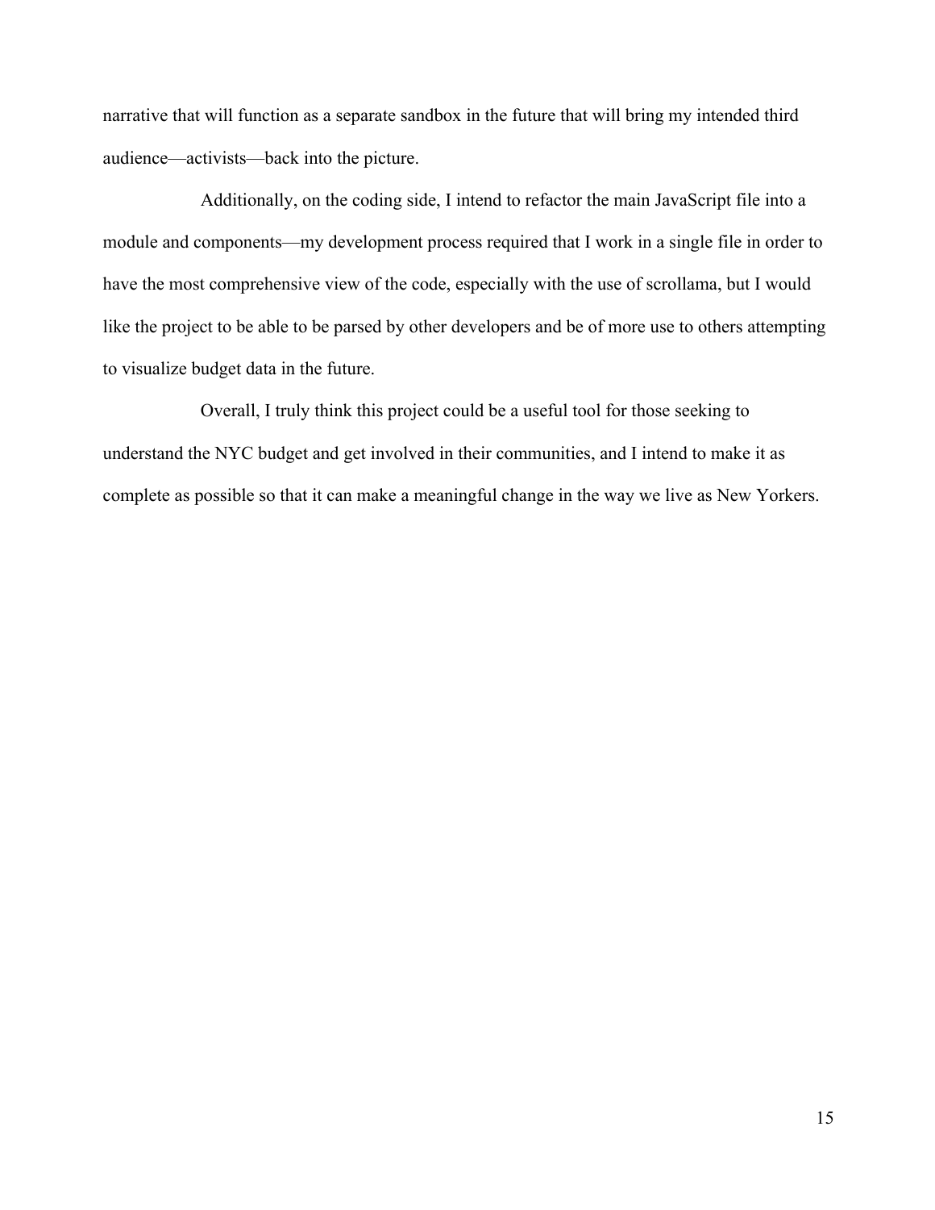narrative that will function as a separate sandbox in the future that will bring my intended third audience—activists—back into the picture.

Additionally, on the coding side, I intend to refactor the main JavaScript file into a module and components—my development process required that I work in a single file in order to have the most comprehensive view of the code, especially with the use of scrollama, but I would like the project to be able to be parsed by other developers and be of more use to others attempting to visualize budget data in the future.

Overall, I truly think this project could be a useful tool for those seeking to understand the NYC budget and get involved in their communities, and I intend to make it as complete as possible so that it can make a meaningful change in the way we live as New Yorkers.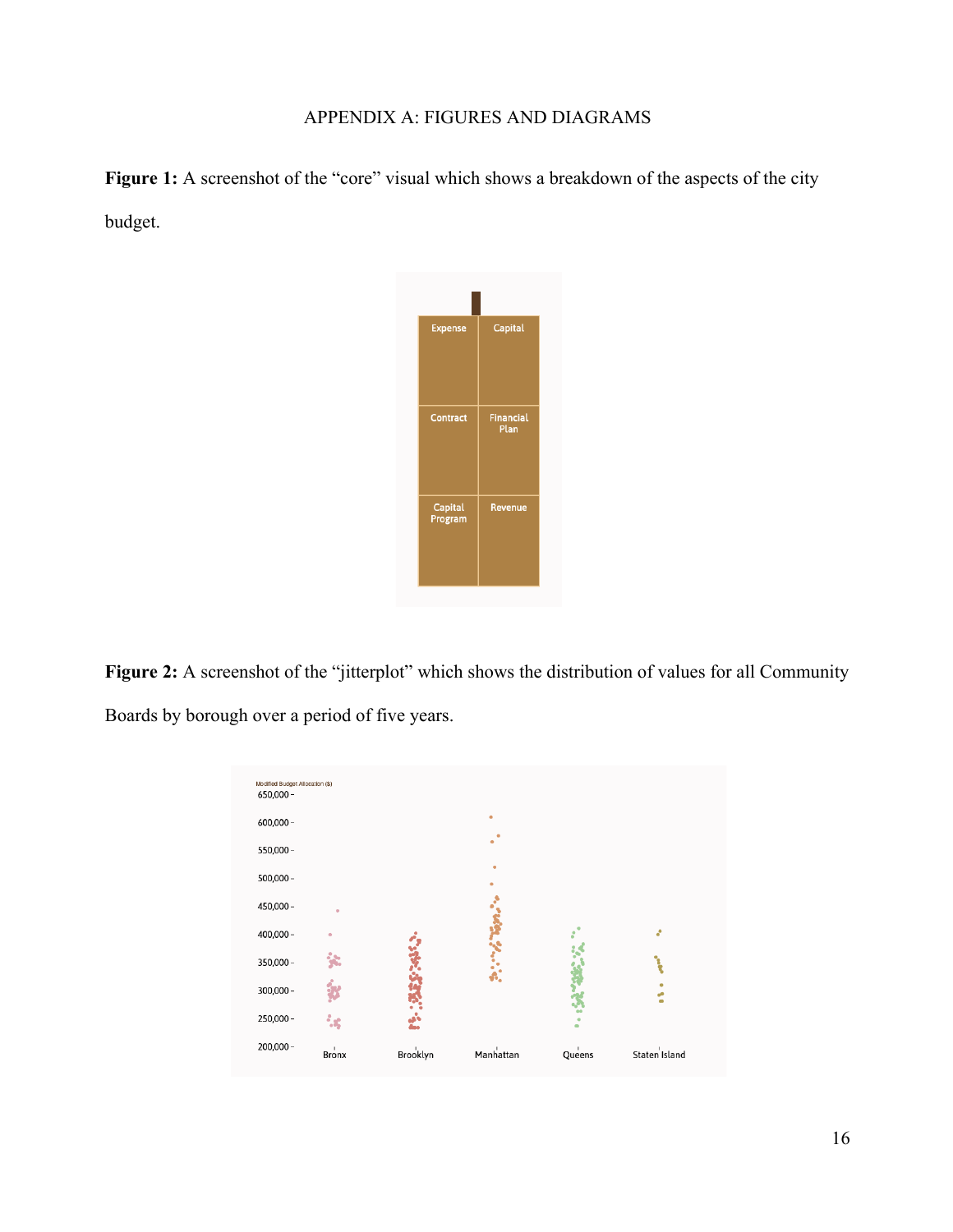APPENDIX A: FIGURES AND DIAGRAMS

**Figure 1:** A screenshot of the "core" visual which shows a breakdown of the aspects of the city budget.

Expense
Capital
Contract
Financial Plan
Capital Program
Revenue

**Figure 2:** A screenshot of the "jitterplot" which shows the distribution of values for all Community Boards by borough over a period of five years.

Modified Budget Allocation ($)
650,000
600,000
550,000
500,000
450,000
400,000
350,000
300,000
250,000
200,000
Bronx
Brooklyn
Manhattan
Queens
Staten Island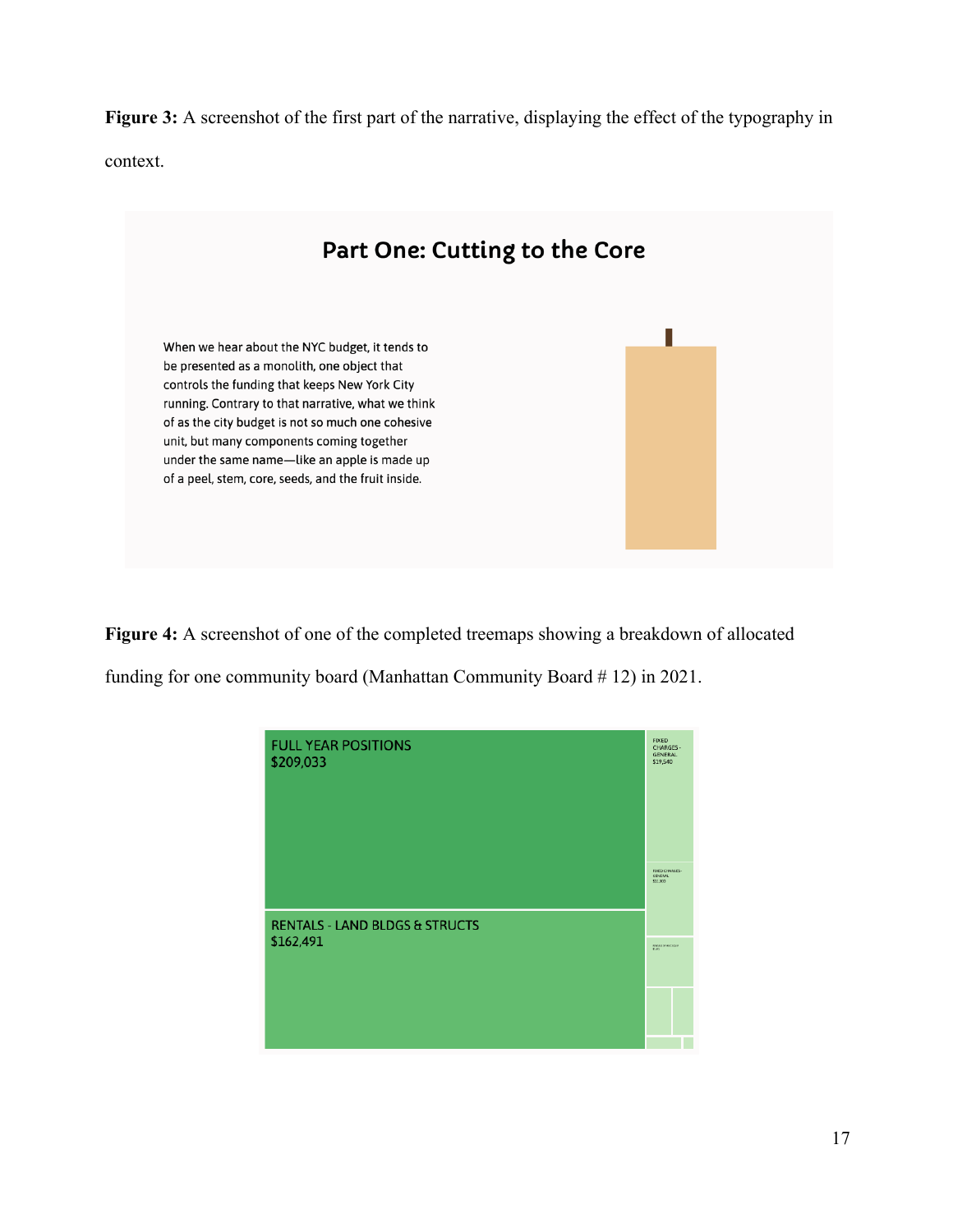**Figure 3:** A screenshot of the first part of the narrative, displaying the effect of the typography in context.

Part One: Cutting to the Core

When we hear about the NYC budget, it tends to be presented as a monolith, one object that controls the funding that keeps New York City running. Contrary to that narrative, what we think of as the city budget is not so much one cohesive unit, but many components coming together under the same name—like an apple is made up of a peel, stem, core, seeds, and the fruit inside.

**Figure 4:** A screenshot of one of the completed treemaps showing a breakdown of allocated funding for one community board (Manhattan Community Board # 12) in 2021.

FULL YEAR POSITIONS
$209,033

RENTALS - LAND BLDGS & STRUCTS
$162,491

FIXED CHARGES - GENERAL
$19,540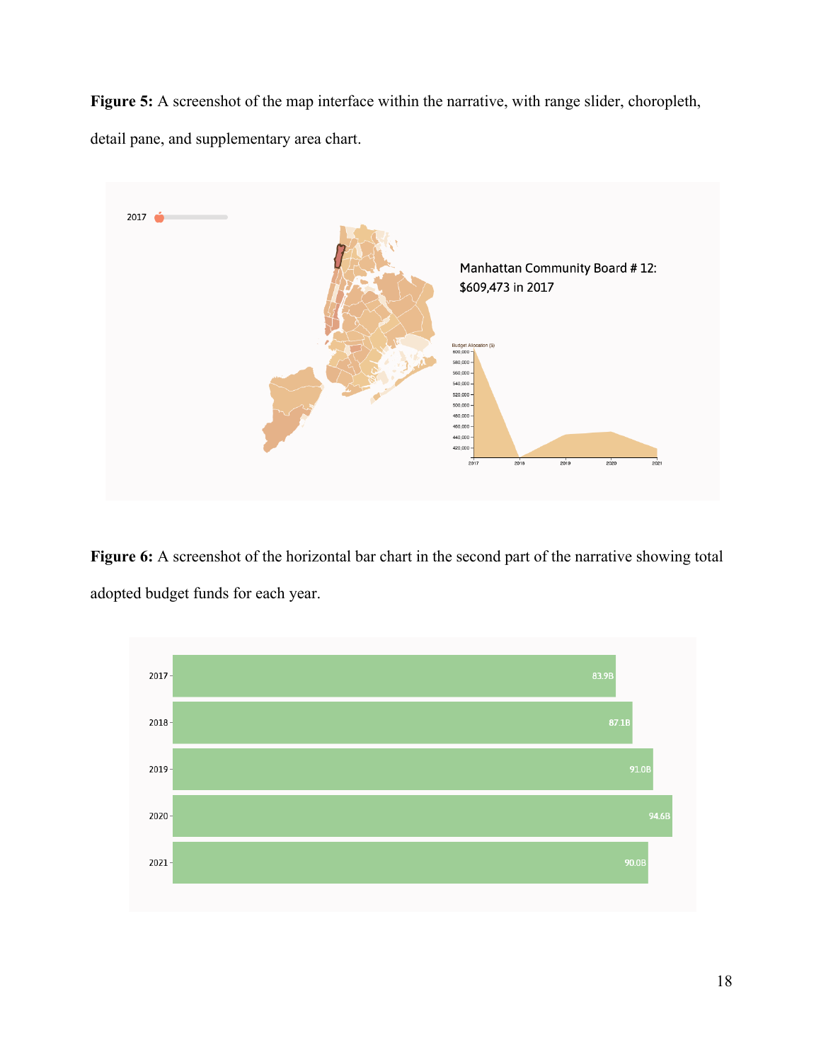**Figure 5:** A screenshot of the map interface within the narrative, with range slider, choropleth, detail pane, and supplementary area chart.

2017

Manhattan Community Board # 12:
$609,473 in 2017

Budget Allocation ($)
600,000
580,000
560,000
540,000
520,000
500,000
480,000
460,000
440,000
420,000
2017
2018
2019
2020
2021

**Figure 6:** A screenshot of the horizontal bar chart in the second part of the narrative showing total adopted budget funds for each year.

2017
83.9B
2018
87.1B
2019
91.0B
2020
94.6B
2021
90.0B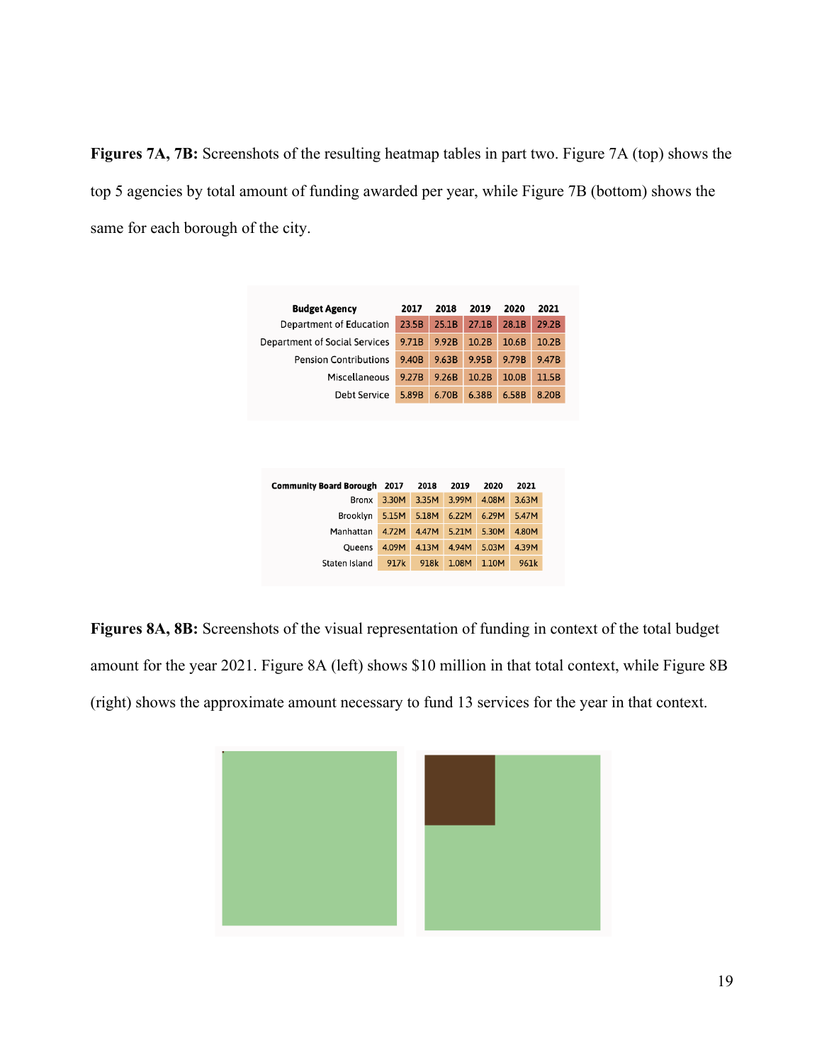**Figures 7A, 7B:** Screenshots of the resulting heatmap tables in part two. Figure 7A (top) shows the top 5 agencies by total amount of funding awarded per year, while Figure 7B (bottom) shows the same for each borough of the city.

| Budget Agency | 2017 | 2018 | 2019 | 2020 | 2021 |
|---|---|---|---|---|---|
| Department of Education | 23.5B | 25.1B | 27.1B | 28.1B | 29.2B |
| Department of Social Services | 9.71B | 9.92B | 10.2B | 10.6B | 10.2B |
| Pension Contributions | 9.40B | 9.63B | 9.95B | 9.79B | 9.47B |
| Miscellaneous | 9.27B | 9.26B | 10.2B | 10.0B | 11.5B |
| Debt Service | 5.89B | 6.70B | 6.38B | 6.58B | 8.20B |

| Community Board Borough | 2017 | 2018 | 2019 | 2020 | 2021 |
|---|---|---|---|---|---|
| Bronx | 3.30M | 3.35M | 3.99M | 4.08M | 3.63M |
| Brooklyn | 5.15M | 5.18M | 6.22M | 6.29M | 5.47M |
| Manhattan | 4.72M | 4.47M | 5.21M | 5.30M | 4.80M |
| Queens | 4.09M | 4.13M | 4.94M | 5.03M | 4.39M |
| Staten Island | 917k | 918k | 1.08M | 1.10M | 961k |

**Figures 8A, 8B:** Screenshots of the visual representation of funding in context of the total budget amount for the year 2021. Figure 8A (left) shows $10 million in that total context, while Figure 8B (right) shows the approximate amount necessary to fund 13 services for the year in that context.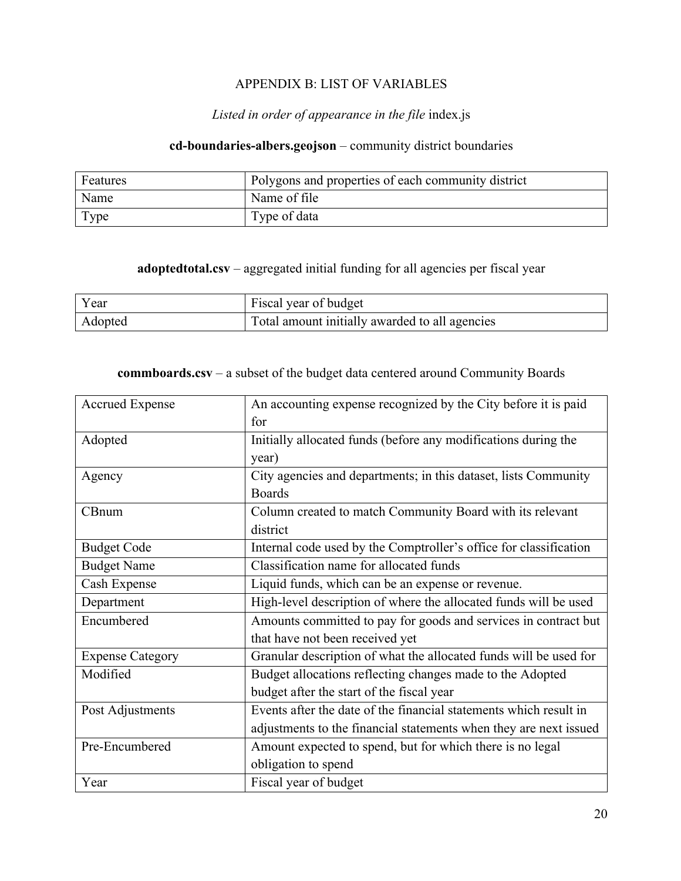# APPENDIX B: LIST OF VARIABLES

*Listed in order of appearance in the file* index.js

**cd-boundaries-albers.geojson** – community district boundaries

| | |
|---|---|
| Features | Polygons and properties of each community district |
| Name | Name of file |
| Type | Type of data |

**adoptedtotal.csv** – aggregated initial funding for all agencies per fiscal year

| | |
|---|---|
| Year | Fiscal year of budget |
| Adopted | Total amount initially awarded to all agencies |

**commboards.csv** – a subset of the budget data centered around Community Boards

| | |
|---|---|
| Accrued Expense | An accounting expense recognized by the City before it is paid for |
| Adopted | Initially allocated funds (before any modifications during the year) |
| Agency | City agencies and departments; in this dataset, lists Community Boards |
| CBnum | Column created to match Community Board with its relevant district |
| Budget Code | Internal code used by the Comptroller's office for classification |
| Budget Name | Classification name for allocated funds |
| Cash Expense | Liquid funds, which can be an expense or revenue. |
| Department | High-level description of where the allocated funds will be used |
| Encumbered | Amounts committed to pay for goods and services in contract but that have not been received yet |
| Expense Category | Granular description of what the allocated funds will be used for |
| Modified | Budget allocations reflecting changes made to the Adopted budget after the start of the fiscal year |
| Post Adjustments | Events after the date of the financial statements which result in adjustments to the financial statements when they are next issued |
| Pre-Encumbered | Amount expected to spend, but for which there is no legal obligation to spend |
| Year | Fiscal year of budget |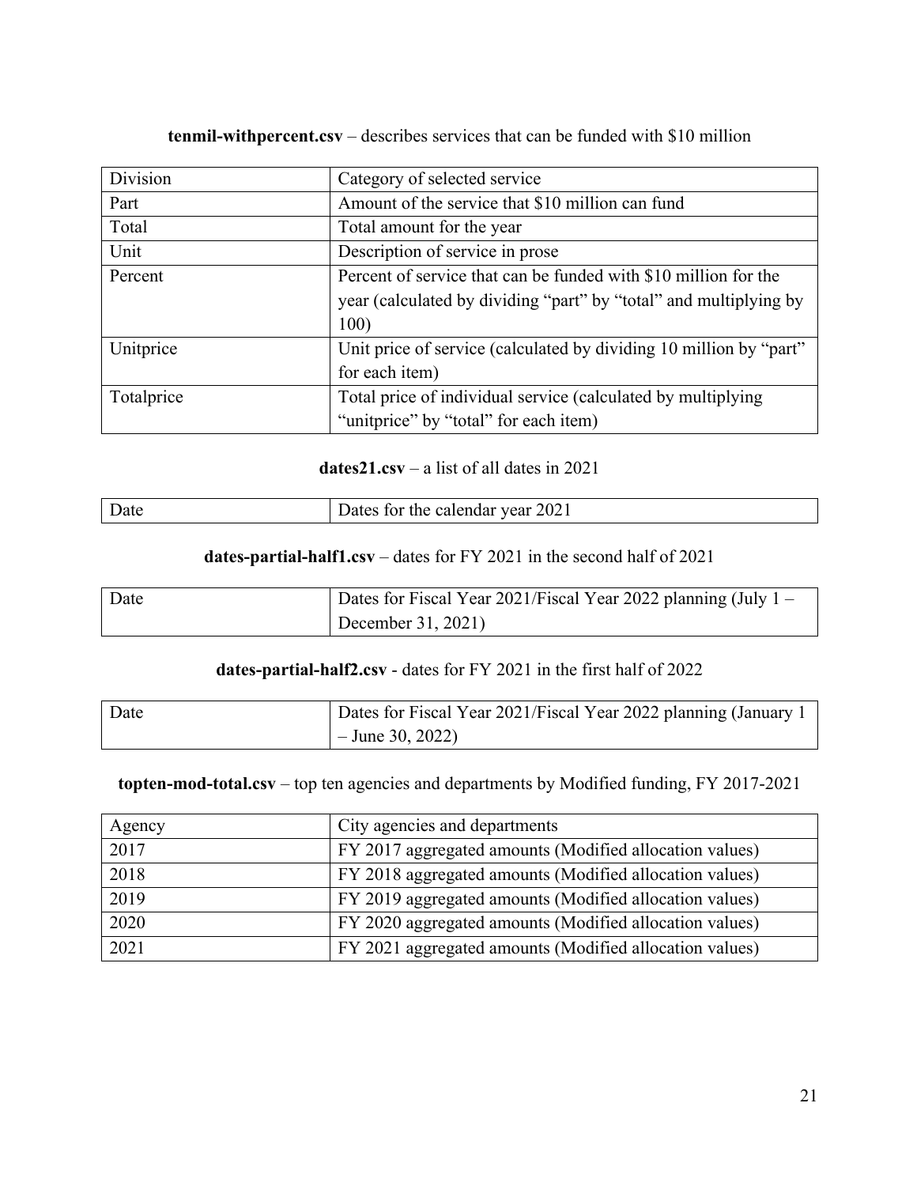**tenmil-withpercent.csv** – describes services that can be funded with $10 million

| | |
|---|---|
| Division | Category of selected service |
| Part | Amount of the service that $10 million can fund |
| Total | Total amount for the year |
| Unit | Description of service in prose |
| Percent | Percent of service that can be funded with $10 million for the year (calculated by dividing "part" by "total" and multiplying by 100) |
| Unitprice | Unit price of service (calculated by dividing 10 million by "part" for each item) |
| Totalprice | Total price of individual service (calculated by multiplying "unitprice" by "total" for each item) |

**dates21.csv** – a list of all dates in 2021

| | |
|---|---|
| Date | Dates for the calendar year 2021 |

**dates-partial-half1.csv** – dates for FY 2021 in the second half of 2021

| | |
|---|---|
| Date | Dates for Fiscal Year 2021/Fiscal Year 2022 planning (July 1 – December 31, 2021) |

**dates-partial-half2.csv** - dates for FY 2021 in the first half of 2022

| | |
|---|---|
| Date | Dates for Fiscal Year 2021/Fiscal Year 2022 planning (January 1 – June 30, 2022) |

**topten-mod-total.csv** – top ten agencies and departments by Modified funding, FY 2017-2021

| | |
|---|---|
| Agency | City agencies and departments |
| 2017 | FY 2017 aggregated amounts (Modified allocation values) |
| 2018 | FY 2018 aggregated amounts (Modified allocation values) |
| 2019 | FY 2019 aggregated amounts (Modified allocation values) |
| 2020 | FY 2020 aggregated amounts (Modified allocation values) |
| 2021 | FY 2021 aggregated amounts (Modified allocation values) |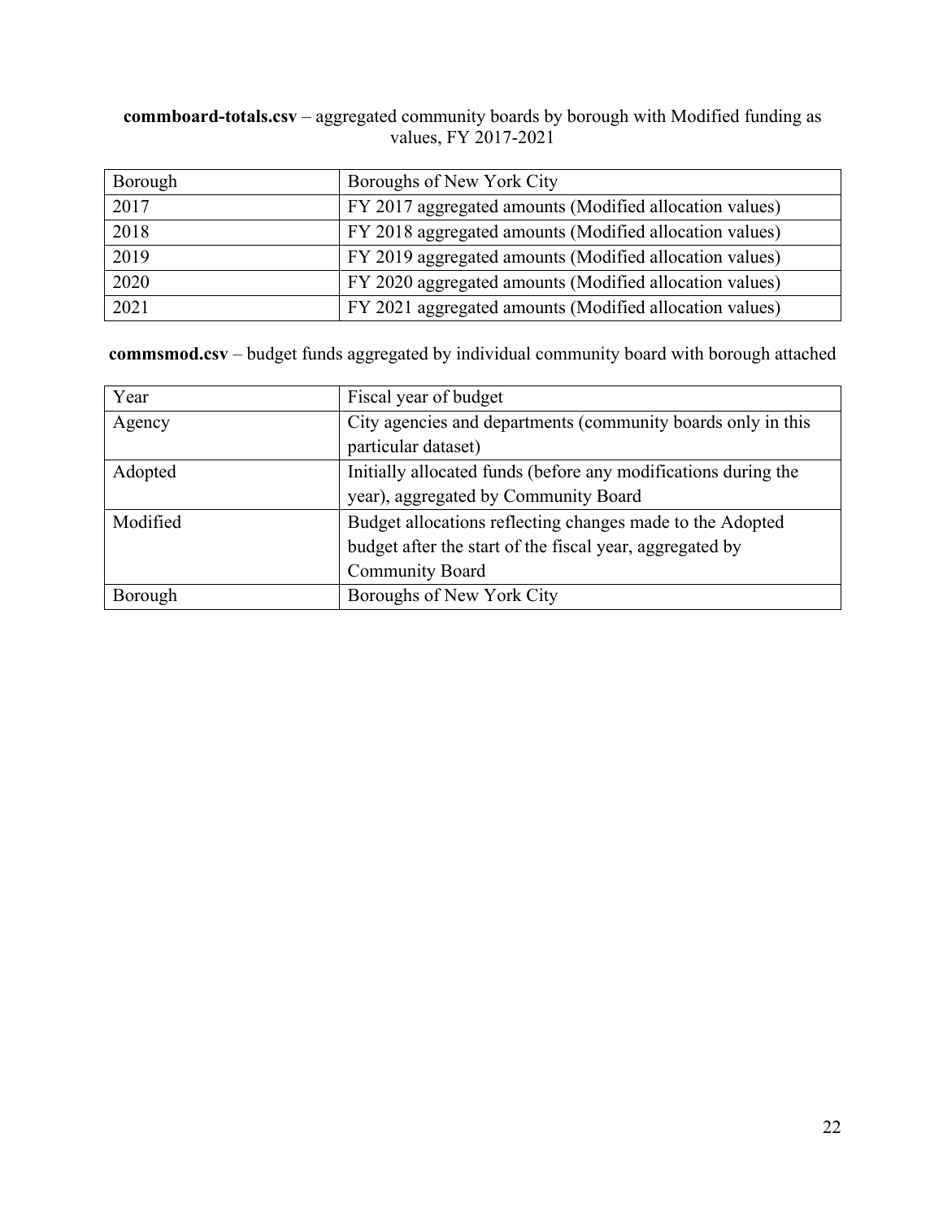**commboard-totals.csv** – aggregated community boards by borough with Modified funding as values, FY 2017-2021

| | |
|---|---|
| Borough | Boroughs of New York City |
| 2017 | FY 2017 aggregated amounts (Modified allocation values) |
| 2018 | FY 2018 aggregated amounts (Modified allocation values) |
| 2019 | FY 2019 aggregated amounts (Modified allocation values) |
| 2020 | FY 2020 aggregated amounts (Modified allocation values) |
| 2021 | FY 2021 aggregated amounts (Modified allocation values) |

**commsmod.csv** – budget funds aggregated by individual community board with borough attached

| | |
|---|---|
| Year | Fiscal year of budget |
| Agency | City agencies and departments (community boards only in this particular dataset) |
| Adopted | Initially allocated funds (before any modifications during the year), aggregated by Community Board |
| Modified | Budget allocations reflecting changes made to the Adopted budget after the start of the fiscal year, aggregated by Community Board |
| Borough | Boroughs of New York City |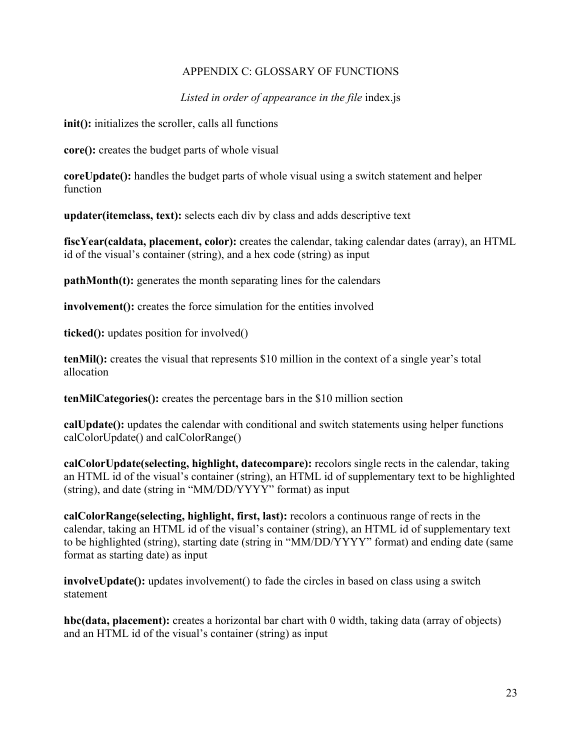# APPENDIX C: GLOSSARY OF FUNCTIONS

*Listed in order of appearance in the file* index.js

**init():** initializes the scroller, calls all functions

**core():** creates the budget parts of whole visual

**coreUpdate():** handles the budget parts of whole visual using a switch statement and helper function

**updater(itemclass, text):** selects each div by class and adds descriptive text

**fiscYear(caldata, placement, color):** creates the calendar, taking calendar dates (array), an HTML id of the visual's container (string), and a hex code (string) as input

**pathMonth(t):** generates the month separating lines for the calendars

**involvement():** creates the force simulation for the entities involved

**ticked():** updates position for involved()

**tenMil():** creates the visual that represents $10 million in the context of a single year's total allocation

**tenMilCategories():** creates the percentage bars in the $10 million section

**calUpdate():** updates the calendar with conditional and switch statements using helper functions calColorUpdate() and calColorRange()

**calColorUpdate(selecting, highlight, datecompare):** recolors single rects in the calendar, taking an HTML id of the visual's container (string), an HTML id of supplementary text to be highlighted (string), and date (string in "MM/DD/YYYY" format) as input

**calColorRange(selecting, highlight, first, last):** recolors a continuous range of rects in the calendar, taking an HTML id of the visual's container (string), an HTML id of supplementary text to be highlighted (string), starting date (string in "MM/DD/YYYY" format) and ending date (same format as starting date) as input

**involveUpdate():** updates involvement() to fade the circles in based on class using a switch statement

**hbc(data, placement):** creates a horizontal bar chart with 0 width, taking data (array of objects) and an HTML id of the visual's container (string) as input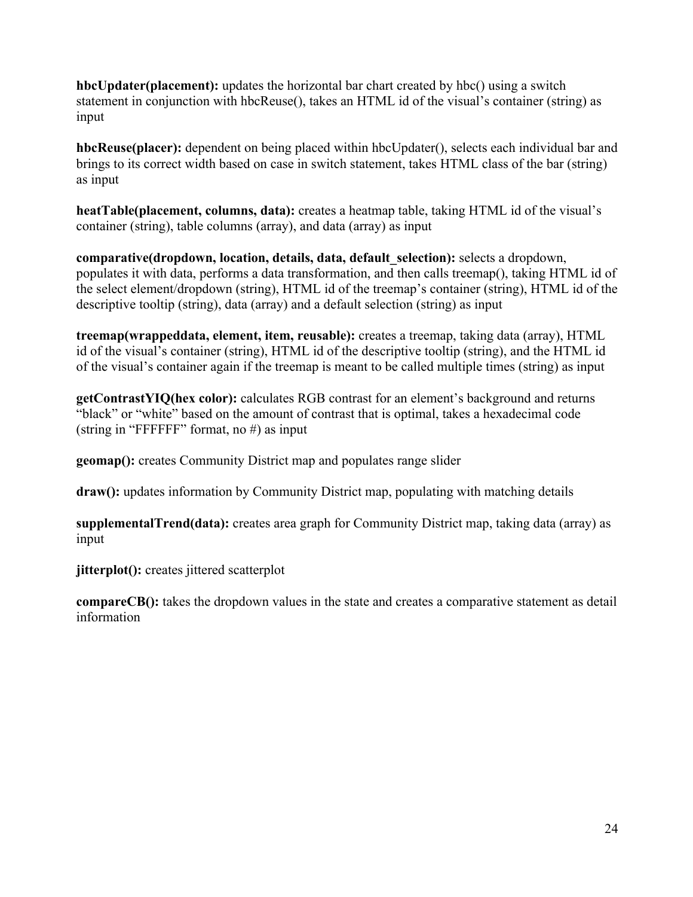**hbcUpdater(placement):** updates the horizontal bar chart created by hbc() using a switch statement in conjunction with hbcReuse(), takes an HTML id of the visual's container (string) as input

**hbcReuse(placer):** dependent on being placed within hbcUpdater(), selects each individual bar and brings to its correct width based on case in switch statement, takes HTML class of the bar (string) as input

**heatTable(placement, columns, data):** creates a heatmap table, taking HTML id of the visual's container (string), table columns (array), and data (array) as input

**comparative(dropdown, location, details, data, default_selection):** selects a dropdown, populates it with data, performs a data transformation, and then calls treemap(), taking HTML id of the select element/dropdown (string), HTML id of the treemap's container (string), HTML id of the descriptive tooltip (string), data (array) and a default selection (string) as input

**treemap(wrappeddata, element, item, reusable):** creates a treemap, taking data (array), HTML id of the visual's container (string), HTML id of the descriptive tooltip (string), and the HTML id of the visual's container again if the treemap is meant to be called multiple times (string) as input

**getContrastYIQ(hex color):** calculates RGB contrast for an element's background and returns "black" or "white" based on the amount of contrast that is optimal, takes a hexadecimal code (string in "FFFFFF" format, no #) as input

**geomap():** creates Community District map and populates range slider

**draw():** updates information by Community District map, populating with matching details

**supplementalTrend(data):** creates area graph for Community District map, taking data (array) as input

**jitterplot():** creates jittered scatterplot

**compareCB():** takes the dropdown values in the state and creates a comparative statement as detail information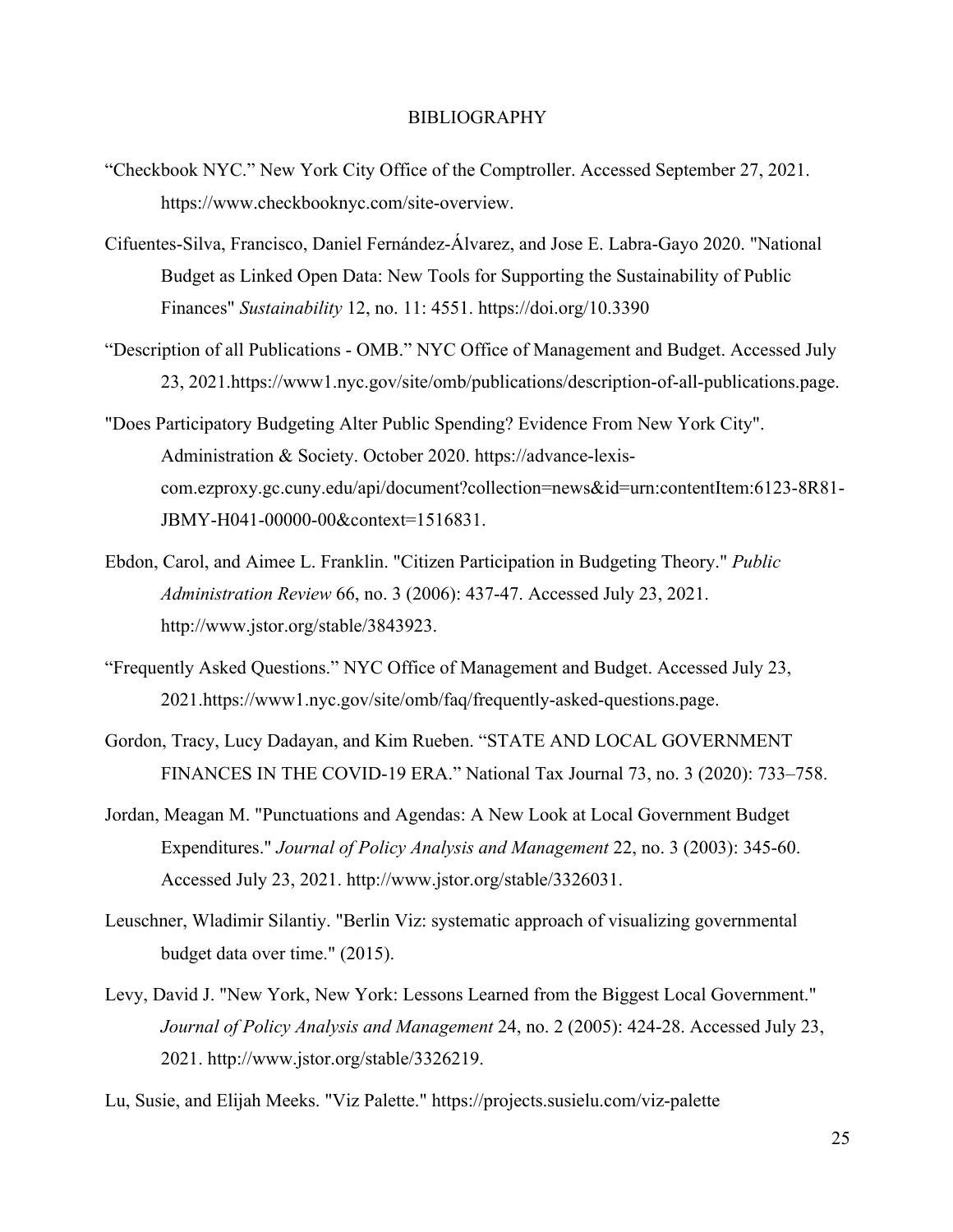# BIBLIOGRAPHY

"Checkbook NYC." New York City Office of the Comptroller. Accessed September 27, 2021. https://www.checkbooknyc.com/site-overview.

Cifuentes-Silva, Francisco, Daniel Fernández-Álvarez, and Jose E. Labra-Gayo 2020. "National Budget as Linked Open Data: New Tools for Supporting the Sustainability of Public Finances" *Sustainability* 12, no. 11: 4551. https://doi.org/10.3390

"Description of all Publications - OMB." NYC Office of Management and Budget. Accessed July 23, 2021.https://www1.nyc.gov/site/omb/publications/description-of-all-publications.page.

"Does Participatory Budgeting Alter Public Spending? Evidence From New York City". Administration & Society. October 2020. https://advance-lexis-com.ezproxy.gc.cuny.edu/api/document?collection=news&id=urn:contentItem:6123-8R81-JBMY-H041-00000-00&context=1516831.

Ebdon, Carol, and Aimee L. Franklin. "Citizen Participation in Budgeting Theory." *Public Administration Review* 66, no. 3 (2006): 437-47. Accessed July 23, 2021. http://www.jstor.org/stable/3843923.

"Frequently Asked Questions." NYC Office of Management and Budget. Accessed July 23, 2021.https://www1.nyc.gov/site/omb/faq/frequently-asked-questions.page.

Gordon, Tracy, Lucy Dadayan, and Kim Rueben. "STATE AND LOCAL GOVERNMENT FINANCES IN THE COVID-19 ERA." National Tax Journal 73, no. 3 (2020): 733–758.

Jordan, Meagan M. "Punctuations and Agendas: A New Look at Local Government Budget Expenditures." *Journal of Policy Analysis and Management* 22, no. 3 (2003): 345-60. Accessed July 23, 2021. http://www.jstor.org/stable/3326031.

Leuschner, Wladimir Silantiy. "Berlin Viz: systematic approach of visualizing governmental budget data over time." (2015).

Levy, David J. "New York, New York: Lessons Learned from the Biggest Local Government." *Journal of Policy Analysis and Management* 24, no. 2 (2005): 424-28. Accessed July 23, 2021. http://www.jstor.org/stable/3326219.

Lu, Susie, and Elijah Meeks. "Viz Palette." https://projects.susielu.com/viz-palette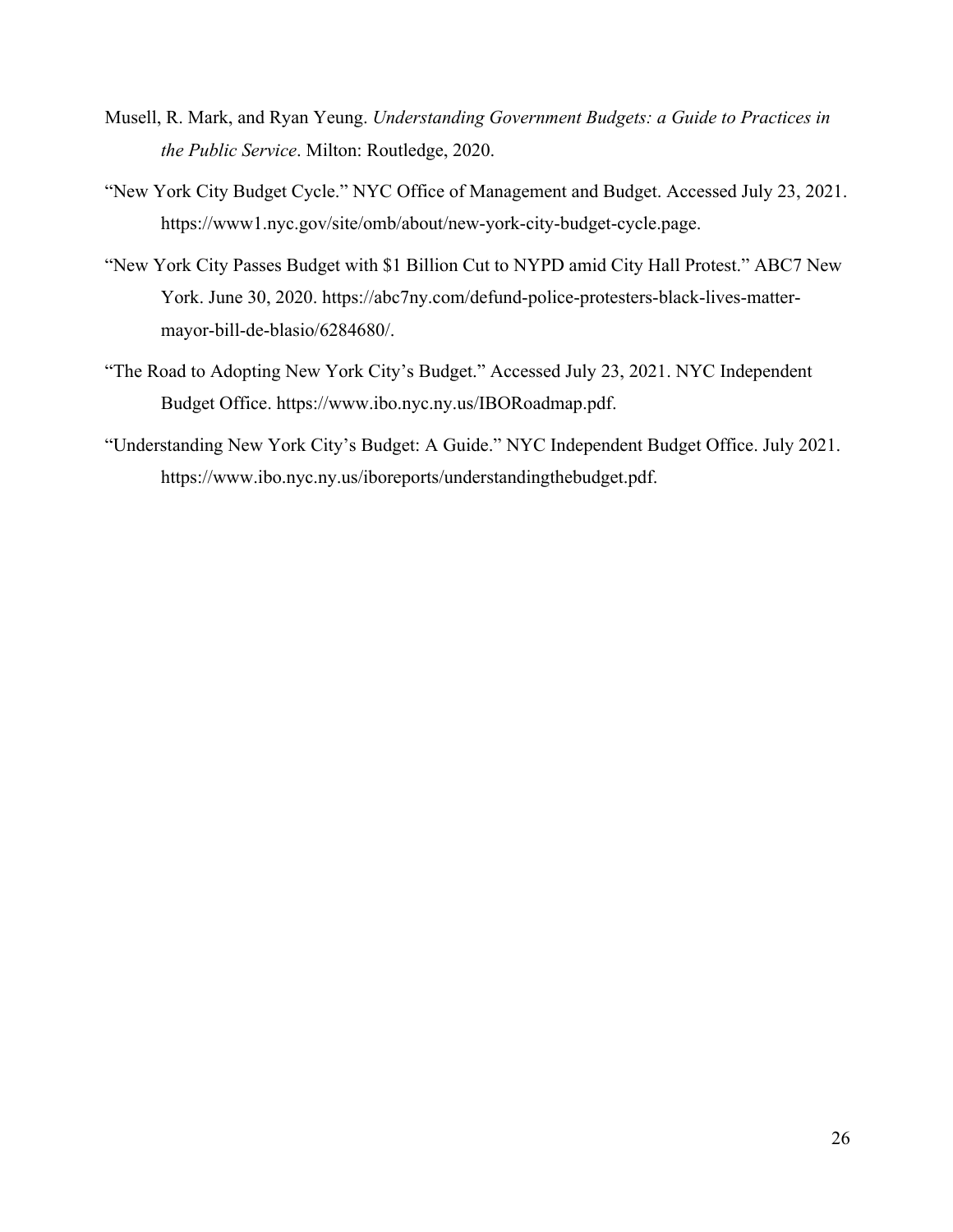Musell, R. Mark, and Ryan Yeung. *Understanding Government Budgets: a Guide to Practices in the Public Service*. Milton: Routledge, 2020.

"New York City Budget Cycle." NYC Office of Management and Budget. Accessed July 23, 2021. https://www1.nyc.gov/site/omb/about/new-york-city-budget-cycle.page.

"New York City Passes Budget with $1 Billion Cut to NYPD amid City Hall Protest." ABC7 New York. June 30, 2020. https://abc7ny.com/defund-police-protesters-black-lives-matter-mayor-bill-de-blasio/6284680/.

"The Road to Adopting New York City's Budget." Accessed July 23, 2021. NYC Independent Budget Office. https://www.ibo.nyc.ny.us/IBORoadmap.pdf.

"Understanding New York City's Budget: A Guide." NYC Independent Budget Office. July 2021. https://www.ibo.nyc.ny.us/iboreports/understandingthebudget.pdf.